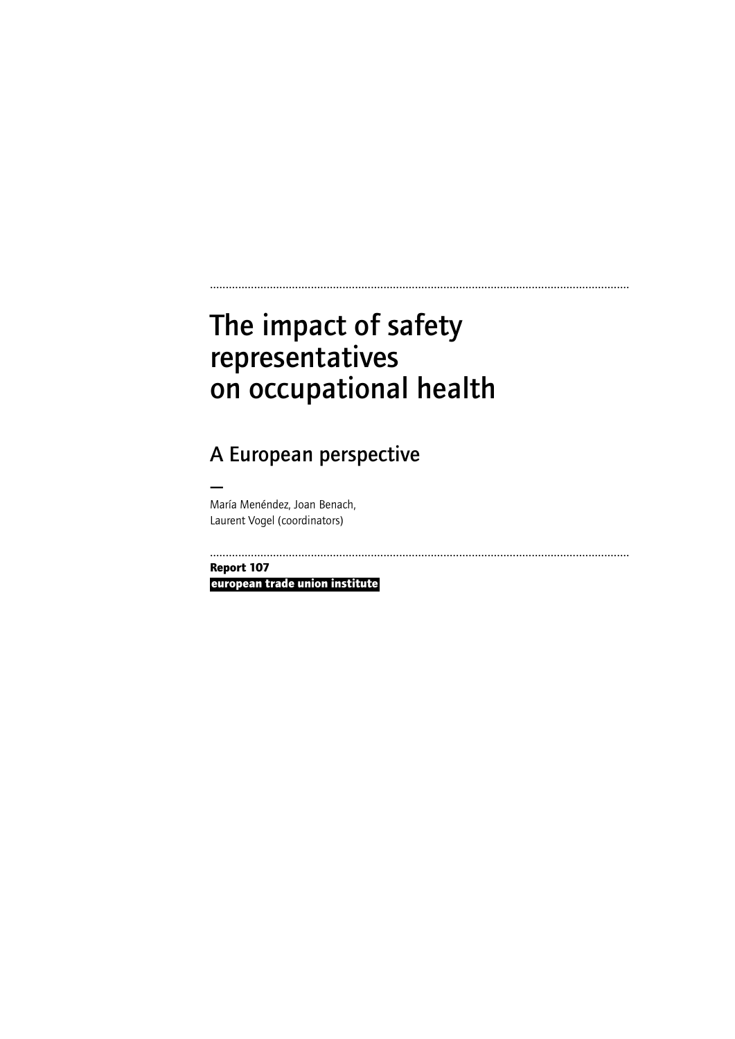# The impact of safety representatives on occupational health

## A European perspective

—

María Menéndez, Joan Benach,
Laurent Vogel (coordinators)

**Report 107**

**european trade union institute**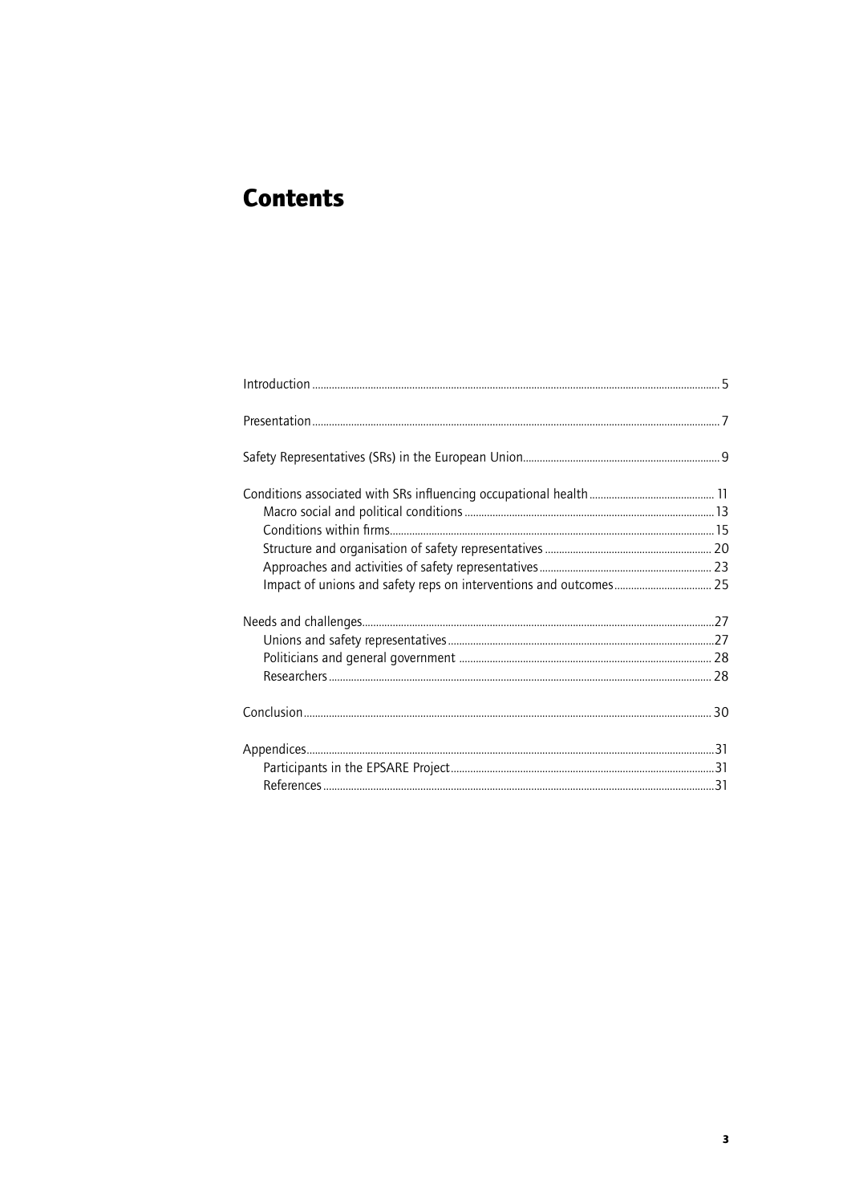# Contents

Introduction ..................................................................................................................................................... 5

Presentation ..................................................................................................................................................... 7

Safety Representatives (SRs) in the European Union ....................................................................... 9

Conditions associated with SRs influencing occupational health ............................................ 11
- Macro social and political conditions ......................................................................................... 13
- Conditions within firms .................................................................................................................... 15
- Structure and organisation of safety representatives ............................................................ 20
- Approaches and activities of safety representatives .............................................................. 23
- Impact of unions and safety reps on interventions and outcomes .................................. 25

Needs and challenges ............................................................................................................................... 27
- Unions and safety representatives ................................................................................................ 27
- Politicians and general government ............................................................................................ 28
- Researchers ......................................................................................................................................... 28

Conclusion ..................................................................................................................................................... 30

Appendices .................................................................................................................................................... 31
- Participants in the EPSARE Project ................................................................................................ 31
- References ............................................................................................................................................ 31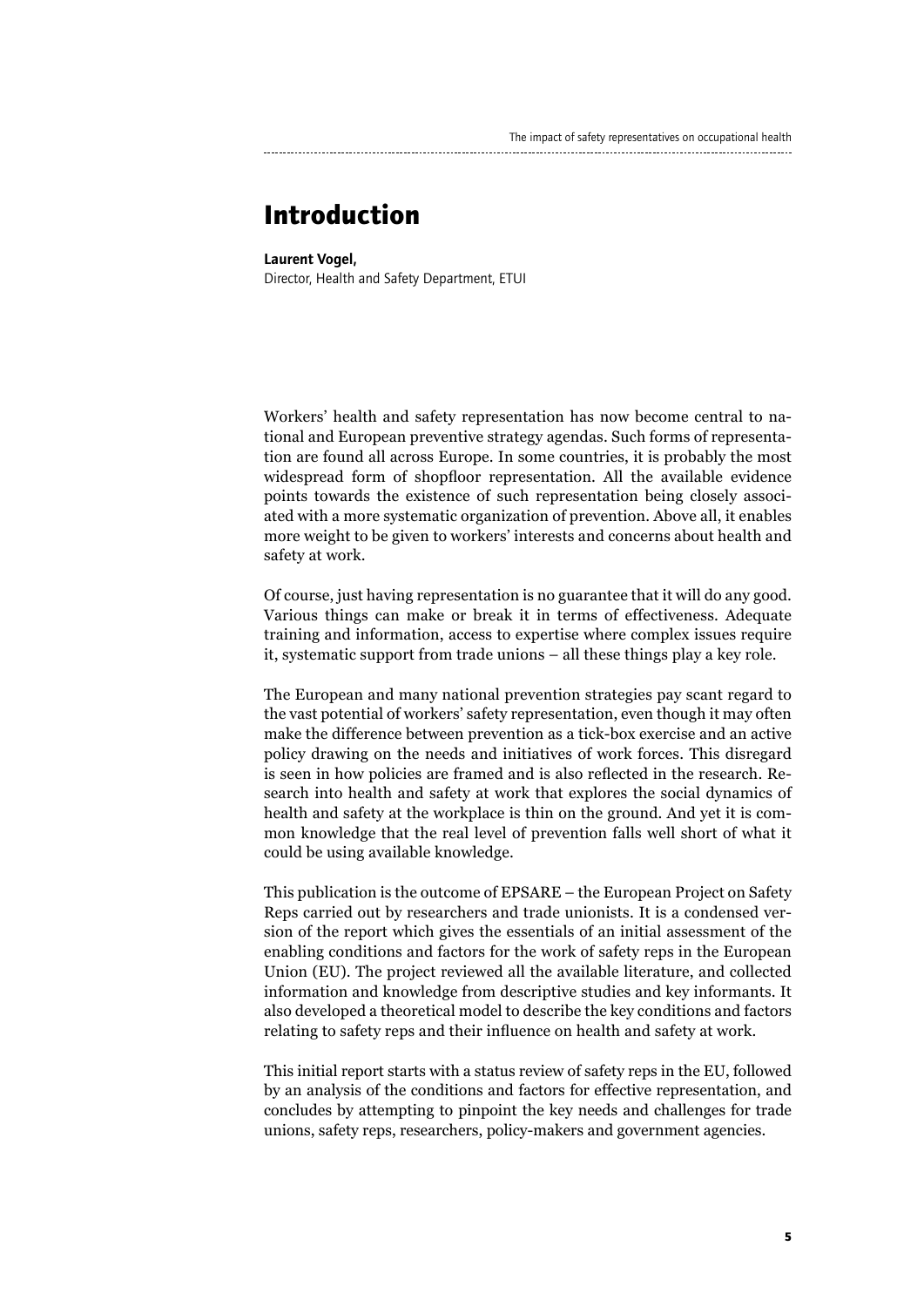# Introduction

**Laurent Vogel,**
Director, Health and Safety Department, ETUI

Workers' health and safety representation has now become central to national and European preventive strategy agendas. Such forms of representation are found all across Europe. In some countries, it is probably the most widespread form of shopfloor representation. All the available evidence points towards the existence of such representation being closely associated with a more systematic organization of prevention. Above all, it enables more weight to be given to workers' interests and concerns about health and safety at work.

Of course, just having representation is no guarantee that it will do any good. Various things can make or break it in terms of effectiveness. Adequate training and information, access to expertise where complex issues require it, systematic support from trade unions – all these things play a key role.

The European and many national prevention strategies pay scant regard to the vast potential of workers' safety representation, even though it may often make the difference between prevention as a tick-box exercise and an active policy drawing on the needs and initiatives of work forces. This disregard is seen in how policies are framed and is also reflected in the research. Research into health and safety at work that explores the social dynamics of health and safety at the workplace is thin on the ground. And yet it is common knowledge that the real level of prevention falls well short of what it could be using available knowledge.

This publication is the outcome of EPSARE – the European Project on Safety Reps carried out by researchers and trade unionists. It is a condensed version of the report which gives the essentials of an initial assessment of the enabling conditions and factors for the work of safety reps in the European Union (EU). The project reviewed all the available literature, and collected information and knowledge from descriptive studies and key informants. It also developed a theoretical model to describe the key conditions and factors relating to safety reps and their influence on health and safety at work.

This initial report starts with a status review of safety reps in the EU, followed by an analysis of the conditions and factors for effective representation, and concludes by attempting to pinpoint the key needs and challenges for trade unions, safety reps, researchers, policy-makers and government agencies.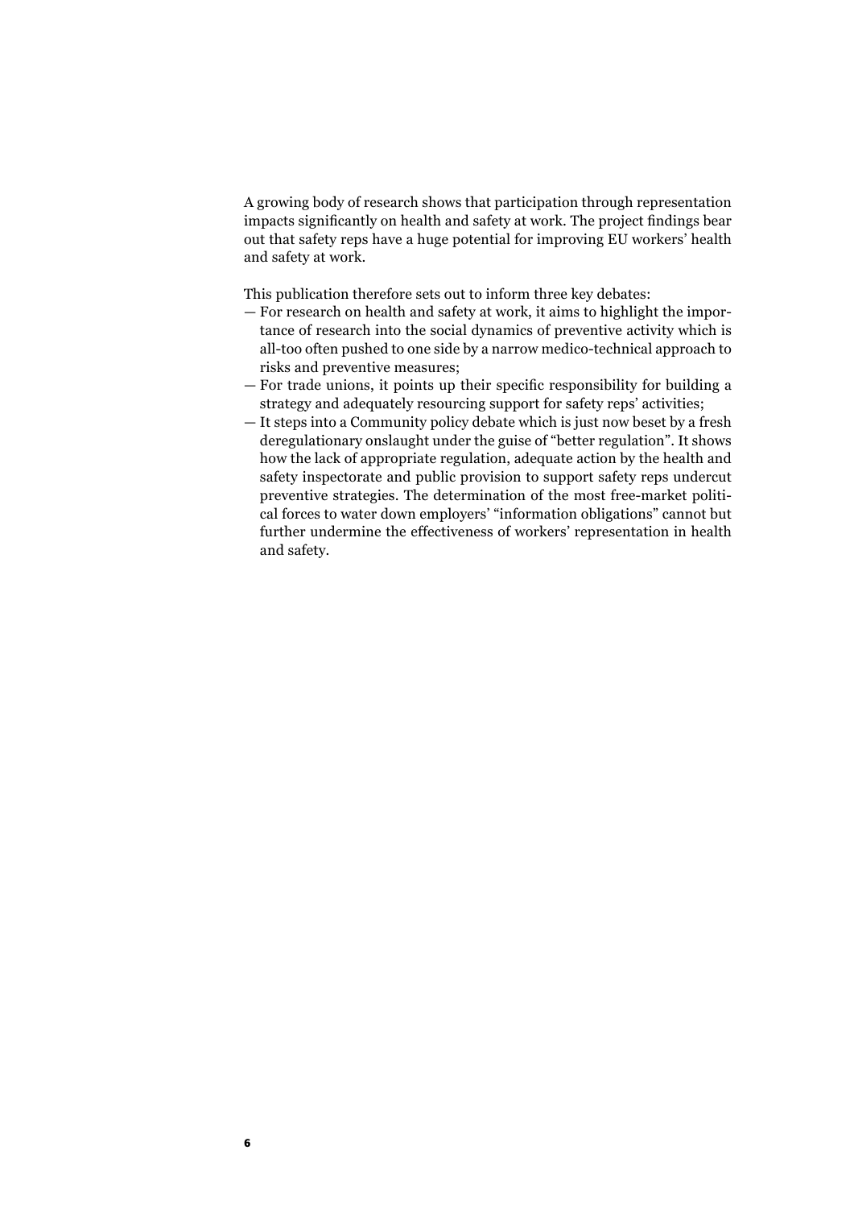A growing body of research shows that participation through representation impacts significantly on health and safety at work. The project findings bear out that safety reps have a huge potential for improving EU workers' health and safety at work.

This publication therefore sets out to inform three key debates:

— For research on health and safety at work, it aims to highlight the importance of research into the social dynamics of preventive activity which is all-too often pushed to one side by a narrow medico-technical approach to risks and preventive measures;

— For trade unions, it points up their specific responsibility for building a strategy and adequately resourcing support for safety reps' activities;

— It steps into a Community policy debate which is just now beset by a fresh deregulationary onslaught under the guise of "better regulation". It shows how the lack of appropriate regulation, adequate action by the health and safety inspectorate and public provision to support safety reps undercut preventive strategies. The determination of the most free-market political forces to water down employers' "information obligations" cannot but further undermine the effectiveness of workers' representation in health and safety.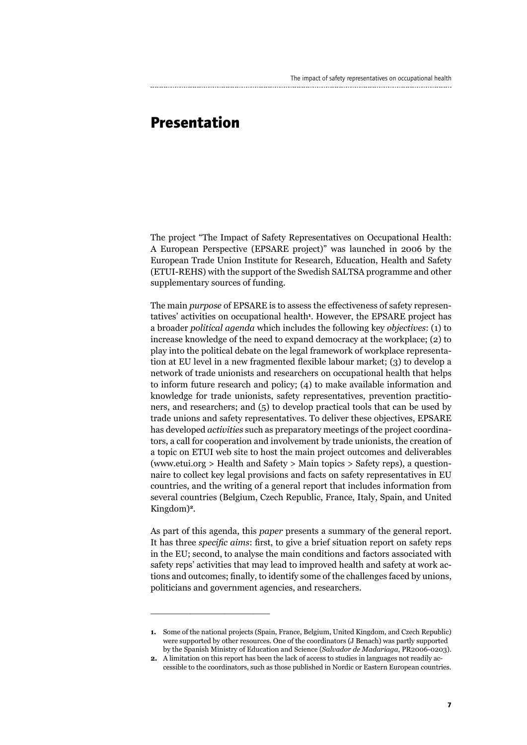# Presentation

The project "The Impact of Safety Representatives on Occupational Health: A European Perspective (EPSARE project)" was launched in 2006 by the European Trade Union Institute for Research, Education, Health and Safety (ETUI-REHS) with the support of the Swedish SALTSA programme and other supplementary sources of funding.

The main *purpose* of EPSARE is to assess the effectiveness of safety representatives' activities on occupational health[1]. However, the EPSARE project has a broader *political agenda* which includes the following key *objectives*: (1) to increase knowledge of the need to expand democracy at the workplace; (2) to play into the political debate on the legal framework of workplace representation at EU level in a new fragmented flexible labour market; (3) to develop a network of trade unionists and researchers on occupational health that helps to inform future research and policy; (4) to make available information and knowledge for trade unionists, safety representatives, prevention practitioners, and researchers; and (5) to develop practical tools that can be used by trade unions and safety representatives. To deliver these objectives, EPSARE has developed *activities* such as preparatory meetings of the project coordinators, a call for cooperation and involvement by trade unionists, the creation of a topic on ETUI web site to host the main project outcomes and deliverables (www.etui.org > Health and Safety > Main topics > Safety reps), a questionnaire to collect key legal provisions and facts on safety representatives in EU countries, and the writing of a general report that includes information from several countries (Belgium, Czech Republic, France, Italy, Spain, and United Kingdom)[2].

As part of this agenda, this *paper* presents a summary of the general report. It has three *specific aims*: first, to give a brief situation report on safety reps in the EU; second, to analyse the main conditions and factors associated with safety reps' activities that may lead to improved health and safety at work actions and outcomes; finally, to identify some of the challenges faced by unions, politicians and government agencies, and researchers.

---

**1.** Some of the national projects (Spain, France, Belgium, United Kingdom, and Czech Republic) were supported by other resources. One of the coordinators (J Benach) was partly supported by the Spanish Ministry of Education and Science (*Salvador de Madariaga*, PR2006-0203).

**2.** A limitation on this report has been the lack of access to studies in languages not readily accessible to the coordinators, such as those published in Nordic or Eastern European countries.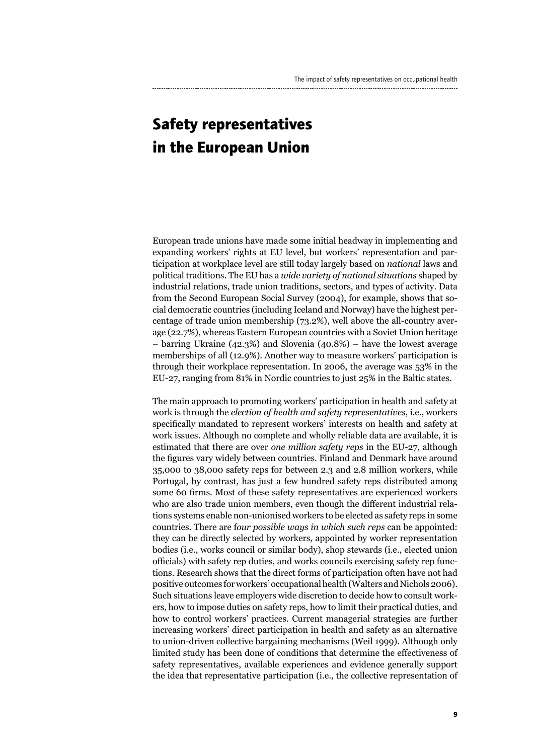# Safety representatives in the European Union

European trade unions have made some initial headway in implementing and expanding workers' rights at EU level, but workers' representation and participation at workplace level are still today largely based on *national* laws and political traditions. The EU has a *wide variety of national situations* shaped by industrial relations, trade union traditions, sectors, and types of activity. Data from the Second European Social Survey (2004), for example, shows that social democratic countries (including Iceland and Norway) have the highest percentage of trade union membership (73.2%), well above the all-country average (22.7%), whereas Eastern European countries with a Soviet Union heritage – barring Ukraine (42.3%) and Slovenia (40.8%) – have the lowest average memberships of all (12.9%). Another way to measure workers' participation is through their workplace representation. In 2006, the average was 53% in the EU-27, ranging from 81% in Nordic countries to just 25% in the Baltic states.

The main approach to promoting workers' participation in health and safety at work is through the *election of health and safety representatives*, i.e., workers specifically mandated to represent workers' interests on health and safety at work issues. Although no complete and wholly reliable data are available, it is estimated that there are over *one million safety reps* in the EU-27, although the figures vary widely between countries. Finland and Denmark have around 35,000 to 38,000 safety reps for between 2.3 and 2.8 million workers, while Portugal, by contrast, has just a few hundred safety reps distributed among some 60 firms. Most of these safety representatives are experienced workers who are also trade union members, even though the different industrial relations systems enable non-unionised workers to be elected as safety reps in some countries. There are f*our possible ways in which such reps* can be appointed: they can be directly selected by workers, appointed by worker representation bodies (i.e., works council or similar body), shop stewards (i.e., elected union officials) with safety rep duties, and works councils exercising safety rep functions. Research shows that the direct forms of participation often have not had positive outcomes for workers' occupational health (Walters and Nichols 2006). Such situations leave employers wide discretion to decide how to consult workers, how to impose duties on safety reps, how to limit their practical duties, and how to control workers' practices. Current managerial strategies are further increasing workers' direct participation in health and safety as an alternative to union-driven collective bargaining mechanisms (Weil 1999). Although only limited study has been done of conditions that determine the effectiveness of safety representatives, available experiences and evidence generally support the idea that representative participation (i.e., the collective representation of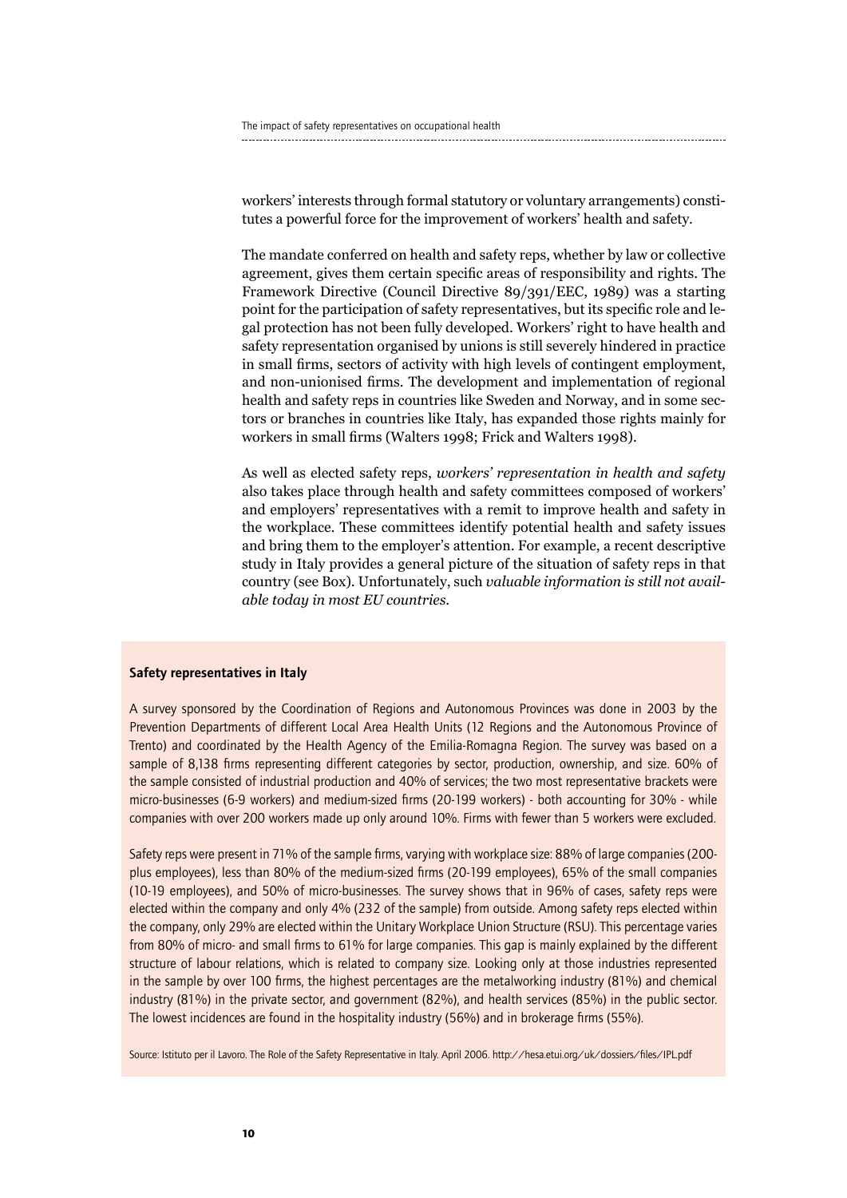workers' interests through formal statutory or voluntary arrangements) constitutes a powerful force for the improvement of workers' health and safety.

The mandate conferred on health and safety reps, whether by law or collective agreement, gives them certain specific areas of responsibility and rights. The Framework Directive (Council Directive 89/391/EEC, 1989) was a starting point for the participation of safety representatives, but its specific role and legal protection has not been fully developed. Workers' right to have health and safety representation organised by unions is still severely hindered in practice in small firms, sectors of activity with high levels of contingent employment, and non-unionised firms. The development and implementation of regional health and safety reps in countries like Sweden and Norway, and in some sectors or branches in countries like Italy, has expanded those rights mainly for workers in small firms (Walters 1998; Frick and Walters 1998).

As well as elected safety reps, *workers' representation in health and safety* also takes place through health and safety committees composed of workers' and employers' representatives with a remit to improve health and safety in the workplace. These committees identify potential health and safety issues and bring them to the employer's attention. For example, a recent descriptive study in Italy provides a general picture of the situation of safety reps in that country (see Box). Unfortunately, such *valuable information is still not available today in most EU countries.*

**Safety representatives in Italy**

A survey sponsored by the Coordination of Regions and Autonomous Provinces was done in 2003 by the Prevention Departments of different Local Area Health Units (12 Regions and the Autonomous Province of Trento) and coordinated by the Health Agency of the Emilia-Romagna Region. The survey was based on a sample of 8,138 firms representing different categories by sector, production, ownership, and size. 60% of the sample consisted of industrial production and 40% of services; the two most representative brackets were micro-businesses (6-9 workers) and medium-sized firms (20-199 workers) - both accounting for 30% - while companies with over 200 workers made up only around 10%. Firms with fewer than 5 workers were excluded.

Safety reps were present in 71% of the sample firms, varying with workplace size: 88% of large companies (200-plus employees), less than 80% of the medium-sized firms (20-199 employees), 65% of the small companies (10-19 employees), and 50% of micro-businesses. The survey shows that in 96% of cases, safety reps were elected within the company and only 4% (232 of the sample) from outside. Among safety reps elected within the company, only 29% are elected within the Unitary Workplace Union Structure (RSU). This percentage varies from 80% of micro- and small firms to 61% for large companies. This gap is mainly explained by the different structure of labour relations, which is related to company size. Looking only at those industries represented in the sample by over 100 firms, the highest percentages are the metalworking industry (81%) and chemical industry (81%) in the private sector, and government (82%), and health services (85%) in the public sector. The lowest incidences are found in the hospitality industry (56%) and in brokerage firms (55%).

Source: Istituto per il Lavoro. The Role of the Safety Representative in Italy. April 2006. http://hesa.etui.org/uk/dossiers/files/IPL.pdf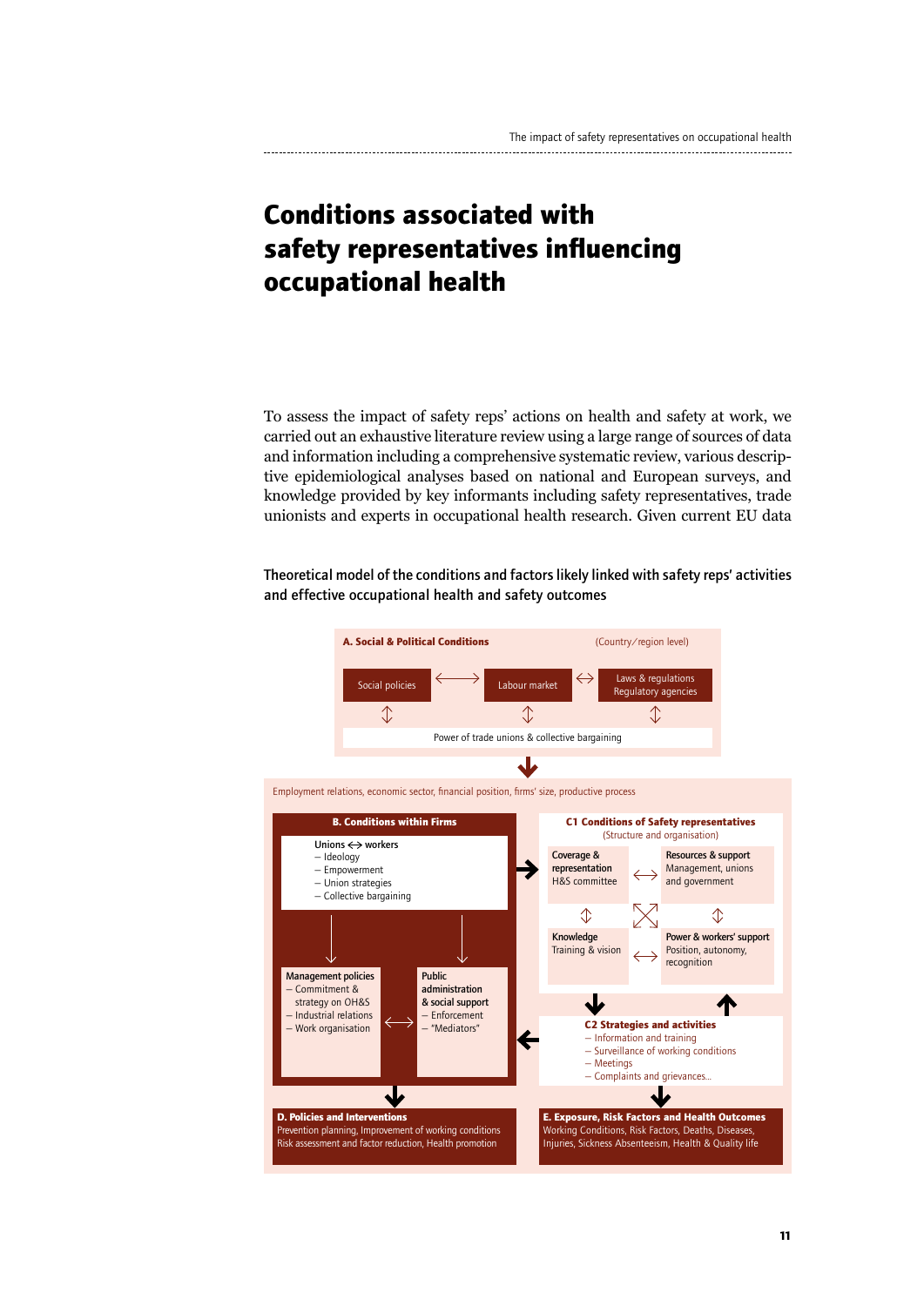# Conditions associated with safety representatives influencing occupational health

To assess the impact of safety reps' actions on health and safety at work, we carried out an exhaustive literature review using a large range of sources of data and information including a comprehensive systematic review, various descriptive epidemiological analyses based on national and European surveys, and knowledge provided by key informants including safety representatives, trade unionists and experts in occupational health research. Given current EU data

**Theoretical model of the conditions and factors likely linked with safety reps' activities and effective occupational health and safety outcomes**

**A. Social & Political Conditions** (Country/region level)

- Social policies ⟷ Labour market ⟷ Laws & regulations, Regulatory agencies
- Power of trade unions & collective bargaining

Employment relations, economic sector, financial position, firms' size, productive process

**B. Conditions within Firms**

Unions ⟷ workers
- Ideology
- Empowerment
- Union strategies
- Collective bargaining

Management policies
- Commitment & strategy on OH&S
- Industrial relations
- Work organisation

Public administration & social support
- Enforcement
- "Mediators"

**C1 Conditions of Safety representatives** (Structure and organisation)

- Coverage & representation: H&S committee
- Resources & support: Management, unions and government
- Knowledge: Training & vision
- Power & workers' support: Position, autonomy, recognition

**C2 Strategies and activities**
- Information and training
- Surveillance of working conditions
- Meetings
- Complaints and grievances...

**D. Policies and Interventions**
Prevention planning, Improvement of working conditions
Risk assessment and factor reduction, Health promotion

**E. Exposure, Risk Factors and Health Outcomes**
Working Conditions, Risk Factors, Deaths, Diseases, Injuries, Sickness Absenteeism, Health & Quality life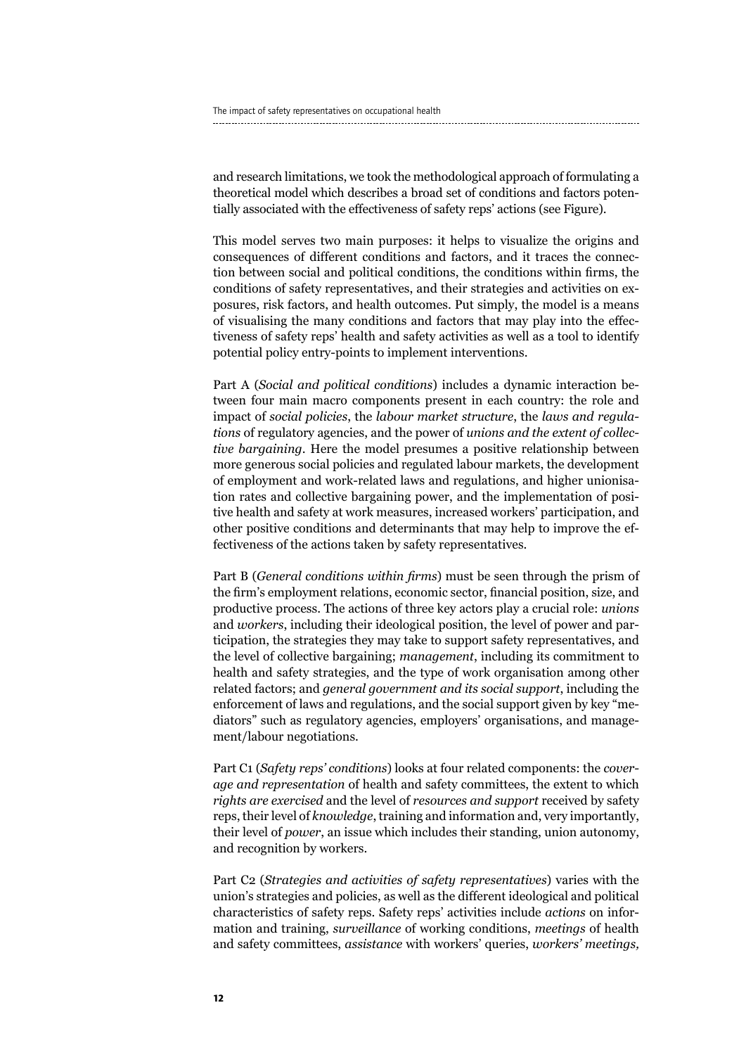and research limitations, we took the methodological approach of formulating a theoretical model which describes a broad set of conditions and factors potentially associated with the effectiveness of safety reps' actions (see Figure).

This model serves two main purposes: it helps to visualize the origins and consequences of different conditions and factors, and it traces the connection between social and political conditions, the conditions within firms, the conditions of safety representatives, and their strategies and activities on exposures, risk factors, and health outcomes. Put simply, the model is a means of visualising the many conditions and factors that may play into the effectiveness of safety reps' health and safety activities as well as a tool to identify potential policy entry-points to implement interventions.

Part A (*Social and political conditions*) includes a dynamic interaction between four main macro components present in each country: the role and impact of *social policies*, the *labour market structure*, the *laws and regulations* of regulatory agencies, and the power of *unions and the extent of collective bargaining*. Here the model presumes a positive relationship between more generous social policies and regulated labour markets, the development of employment and work-related laws and regulations, and higher unionisation rates and collective bargaining power, and the implementation of positive health and safety at work measures, increased workers' participation, and other positive conditions and determinants that may help to improve the effectiveness of the actions taken by safety representatives.

Part B (*General conditions within firms*) must be seen through the prism of the firm's employment relations, economic sector, financial position, size, and productive process. The actions of three key actors play a crucial role: *unions* and *workers*, including their ideological position, the level of power and participation, the strategies they may take to support safety representatives, and the level of collective bargaining; *management*, including its commitment to health and safety strategies, and the type of work organisation among other related factors; and *general government and its social support*, including the enforcement of laws and regulations, and the social support given by key "mediators" such as regulatory agencies, employers' organisations, and management/labour negotiations.

Part C1 (*Safety reps' conditions*) looks at four related components: the *coverage and representation* of health and safety committees, the extent to which *rights are exercised* and the level of *resources and support* received by safety reps, their level of *knowledge*, training and information and, very importantly, their level of *power*, an issue which includes their standing, union autonomy, and recognition by workers.

Part C2 (*Strategies and activities of safety representatives*) varies with the union's strategies and policies, as well as the different ideological and political characteristics of safety reps. Safety reps' activities include *actions* on information and training, *surveillance* of working conditions, *meetings* of health and safety committees, *assistance* with workers' queries, *workers' meetings,*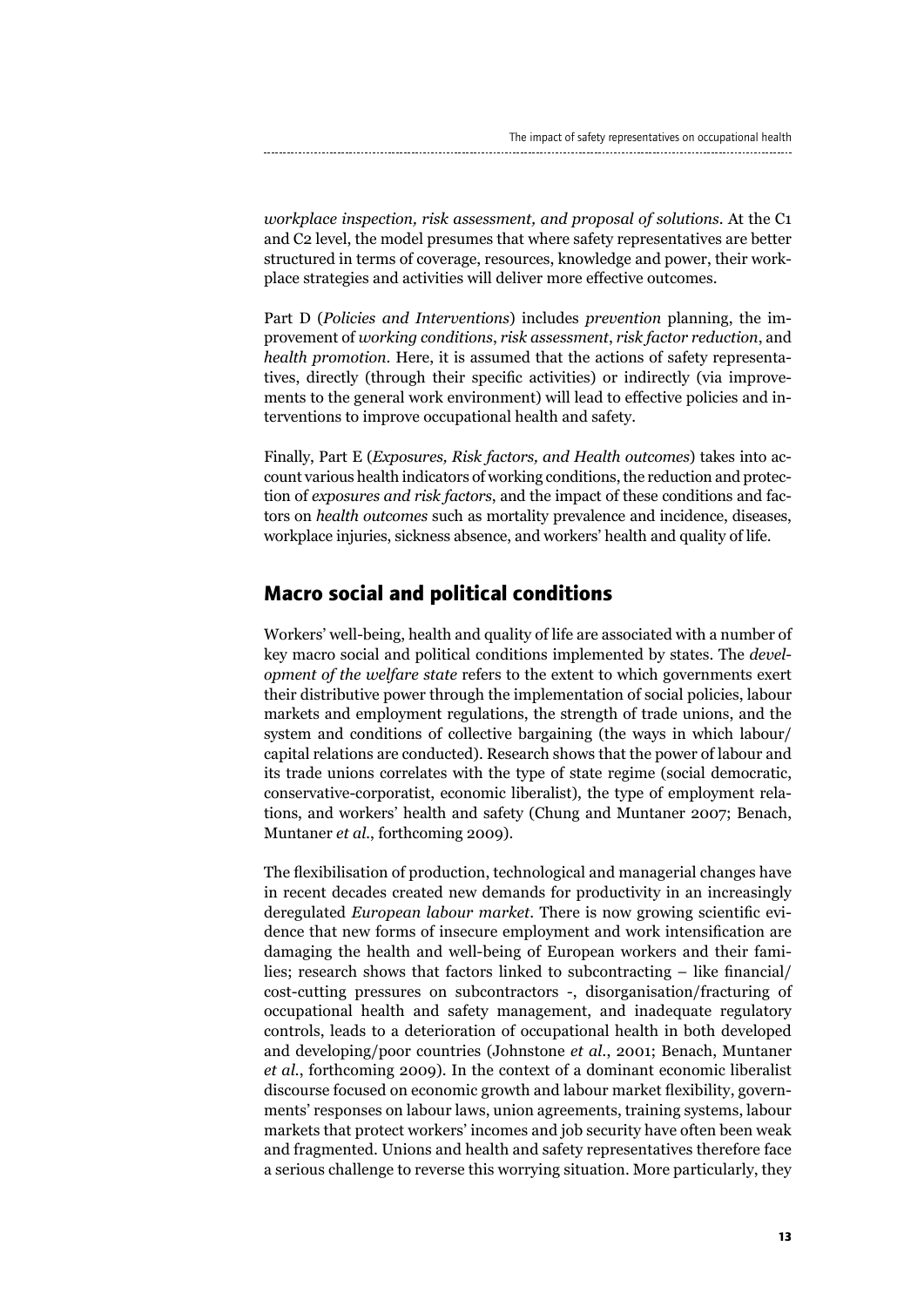*workplace inspection, risk assessment, and proposal of solutions*. At the C1 and C2 level, the model presumes that where safety representatives are better structured in terms of coverage, resources, knowledge and power, their workplace strategies and activities will deliver more effective outcomes.

Part D (*Policies and Interventions*) includes *prevention* planning, the improvement of *working conditions*, *risk assessment*, *risk factor reduction*, and *health promotion*. Here, it is assumed that the actions of safety representatives, directly (through their specific activities) or indirectly (via improvements to the general work environment) will lead to effective policies and interventions to improve occupational health and safety.

Finally, Part E (*Exposures, Risk factors, and Health outcomes*) takes into account various health indicators of working conditions, the reduction and protection of *exposures and risk factors*, and the impact of these conditions and factors on *health outcomes* such as mortality prevalence and incidence, diseases, workplace injuries, sickness absence, and workers' health and quality of life.

## Macro social and political conditions

Workers' well-being, health and quality of life are associated with a number of key macro social and political conditions implemented by states. The *development of the welfare state* refers to the extent to which governments exert their distributive power through the implementation of social policies, labour markets and employment regulations, the strength of trade unions, and the system and conditions of collective bargaining (the ways in which labour/capital relations are conducted). Research shows that the power of labour and its trade unions correlates with the type of state regime (social democratic, conservative-corporatist, economic liberalist), the type of employment relations, and workers' health and safety (Chung and Muntaner 2007; Benach, Muntaner *et al.*, forthcoming 2009).

The flexibilisation of production, technological and managerial changes have in recent decades created new demands for productivity in an increasingly deregulated *European labour market*. There is now growing scientific evidence that new forms of insecure employment and work intensification are damaging the health and well-being of European workers and their families; research shows that factors linked to subcontracting – like financial/cost-cutting pressures on subcontractors -, disorganisation/fracturing of occupational health and safety management, and inadequate regulatory controls, leads to a deterioration of occupational health in both developed and developing/poor countries (Johnstone *et al.*, 2001; Benach, Muntaner *et al.*, forthcoming 2009). In the context of a dominant economic liberalist discourse focused on economic growth and labour market flexibility, governments' responses on labour laws, union agreements, training systems, labour markets that protect workers' incomes and job security have often been weak and fragmented. Unions and health and safety representatives therefore face a serious challenge to reverse this worrying situation. More particularly, they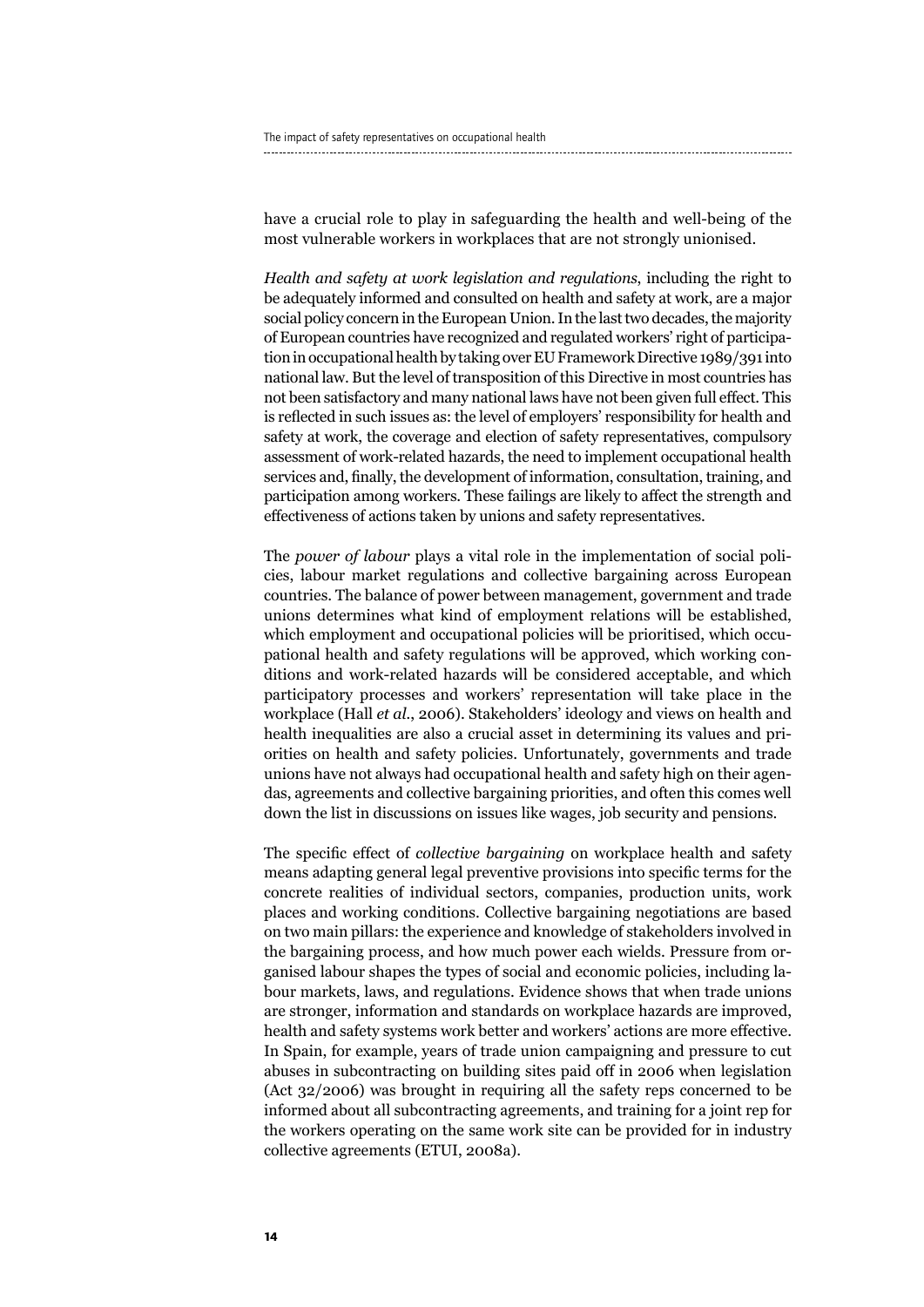have a crucial role to play in safeguarding the health and well-being of the most vulnerable workers in workplaces that are not strongly unionised.

*Health and safety at work legislation and regulations*, including the right to be adequately informed and consulted on health and safety at work, are a major social policy concern in the European Union. In the last two decades, the majority of European countries have recognized and regulated workers' right of participation in occupational health by taking over EU Framework Directive 1989/391 into national law. But the level of transposition of this Directive in most countries has not been satisfactory and many national laws have not been given full effect. This is reflected in such issues as: the level of employers' responsibility for health and safety at work, the coverage and election of safety representatives, compulsory assessment of work-related hazards, the need to implement occupational health services and, finally, the development of information, consultation, training, and participation among workers. These failings are likely to affect the strength and effectiveness of actions taken by unions and safety representatives.

The *power of labour* plays a vital role in the implementation of social policies, labour market regulations and collective bargaining across European countries. The balance of power between management, government and trade unions determines what kind of employment relations will be established, which employment and occupational policies will be prioritised, which occupational health and safety regulations will be approved, which working conditions and work-related hazards will be considered acceptable, and which participatory processes and workers' representation will take place in the workplace (Hall *et al*., 2006). Stakeholders' ideology and views on health and health inequalities are also a crucial asset in determining its values and priorities on health and safety policies. Unfortunately, governments and trade unions have not always had occupational health and safety high on their agendas, agreements and collective bargaining priorities, and often this comes well down the list in discussions on issues like wages, job security and pensions.

The specific effect of *collective bargaining* on workplace health and safety means adapting general legal preventive provisions into specific terms for the concrete realities of individual sectors, companies, production units, work places and working conditions. Collective bargaining negotiations are based on two main pillars: the experience and knowledge of stakeholders involved in the bargaining process, and how much power each wields. Pressure from organised labour shapes the types of social and economic policies, including labour markets, laws, and regulations. Evidence shows that when trade unions are stronger, information and standards on workplace hazards are improved, health and safety systems work better and workers' actions are more effective. In Spain, for example, years of trade union campaigning and pressure to cut abuses in subcontracting on building sites paid off in 2006 when legislation (Act 32/2006) was brought in requiring all the safety reps concerned to be informed about all subcontracting agreements, and training for a joint rep for the workers operating on the same work site can be provided for in industry collective agreements (ETUI, 2008a).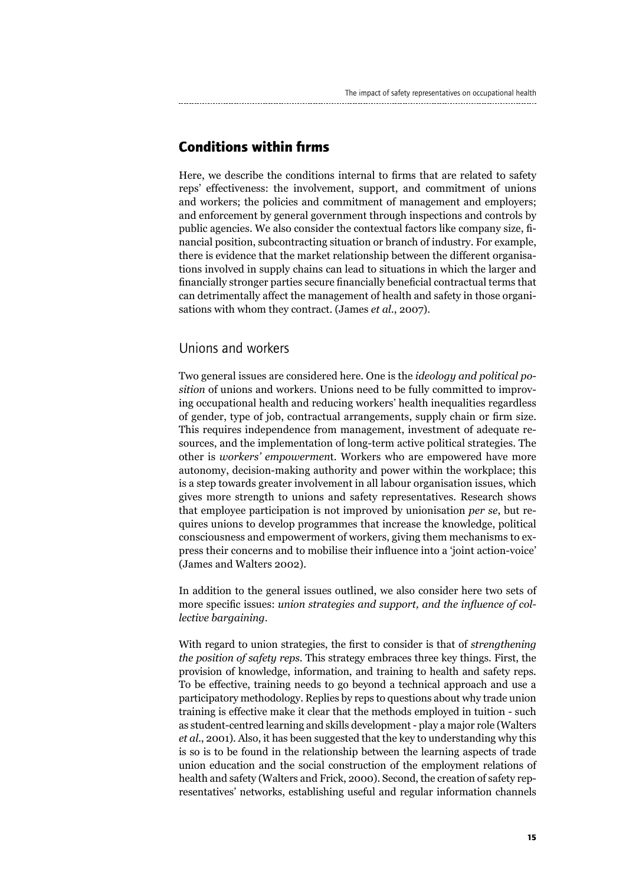## Conditions within firms

Here, we describe the conditions internal to firms that are related to safety reps' effectiveness: the involvement, support, and commitment of unions and workers; the policies and commitment of management and employers; and enforcement by general government through inspections and controls by public agencies. We also consider the contextual factors like company size, financial position, subcontracting situation or branch of industry. For example, there is evidence that the market relationship between the different organisations involved in supply chains can lead to situations in which the larger and financially stronger parties secure financially beneficial contractual terms that can detrimentally affect the management of health and safety in those organisations with whom they contract. (James *et al.*, 2007).

### Unions and workers

Two general issues are considered here. One is the *ideology and political position* of unions and workers. Unions need to be fully committed to improving occupational health and reducing workers' health inequalities regardless of gender, type of job, contractual arrangements, supply chain or firm size. This requires independence from management, investment of adequate resources, and the implementation of long-term active political strategies. The other is *workers' empowerment*. Workers who are empowered have more autonomy, decision-making authority and power within the workplace; this is a step towards greater involvement in all labour organisation issues, which gives more strength to unions and safety representatives. Research shows that employee participation is not improved by unionisation *per se*, but requires unions to develop programmes that increase the knowledge, political consciousness and empowerment of workers, giving them mechanisms to express their concerns and to mobilise their influence into a 'joint action-voice' (James and Walters 2002).

In addition to the general issues outlined, we also consider here two sets of more specific issues: *union strategies and support, and the influence of collective bargaining*.

With regard to union strategies, the first to consider is that of *strengthening the position of safety reps*. This strategy embraces three key things. First, the provision of knowledge, information, and training to health and safety reps. To be effective, training needs to go beyond a technical approach and use a participatory methodology. Replies by reps to questions about why trade union training is effective make it clear that the methods employed in tuition - such as student-centred learning and skills development - play a major role (Walters *et al.*, 2001). Also, it has been suggested that the key to understanding why this is so is to be found in the relationship between the learning aspects of trade union education and the social construction of the employment relations of health and safety (Walters and Frick, 2000). Second, the creation of safety representatives' networks, establishing useful and regular information channels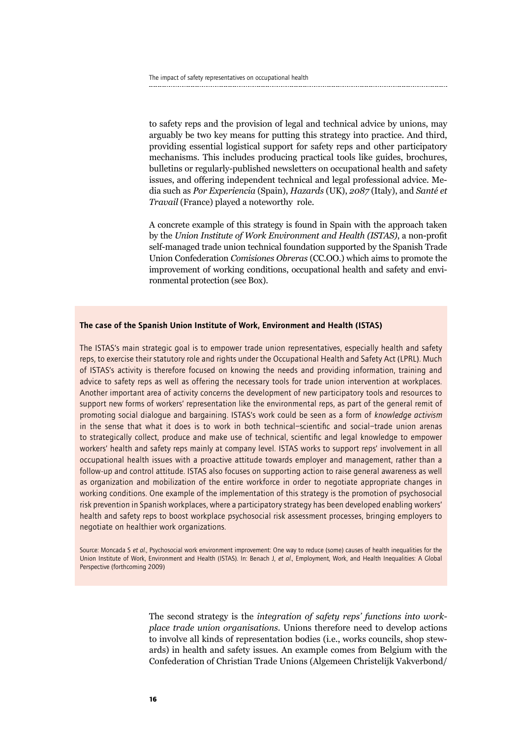to safety reps and the provision of legal and technical advice by unions, may arguably be two key means for putting this strategy into practice. And third, providing essential logistical support for safety reps and other participatory mechanisms. This includes producing practical tools like guides, brochures, bulletins or regularly-published newsletters on occupational health and safety issues, and offering independent technical and legal professional advice. Media such as *Por Experiencia* (Spain), *Hazards* (UK), *2087* (Italy), and *Santé et Travail* (France) played a noteworthy role.

A concrete example of this strategy is found in Spain with the approach taken by the *Union Institute of Work Environment and Health (ISTAS)*, a non-profit self-managed trade union technical foundation supported by the Spanish Trade Union Confederation *Comisiones Obreras* (CC.OO.) which aims to promote the improvement of working conditions, occupational health and safety and environmental protection (see Box).

**The case of the Spanish Union Institute of Work, Environment and Health (ISTAS)**

The ISTAS's main strategic goal is to empower trade union representatives, especially health and safety reps, to exercise their statutory role and rights under the Occupational Health and Safety Act (LPRL). Much of ISTAS's activity is therefore focused on knowing the needs and providing information, training and advice to safety reps as well as offering the necessary tools for trade union intervention at workplaces. Another important area of activity concerns the development of new participatory tools and resources to support new forms of workers' representation like the environmental reps, as part of the general remit of promoting social dialogue and bargaining. ISTAS's work could be seen as a form of *knowledge activism* in the sense that what it does is to work in both technical–scientific and social–trade union arenas to strategically collect, produce and make use of technical, scientific and legal knowledge to empower workers' health and safety reps mainly at company level. ISTAS works to support reps' involvement in all occupational health issues with a proactive attitude towards employer and management, rather than a follow-up and control attitude. ISTAS also focuses on supporting action to raise general awareness as well as organization and mobilization of the entire workforce in order to negotiate appropriate changes in working conditions. One example of the implementation of this strategy is the promotion of psychosocial risk prevention in Spanish workplaces, where a participatory strategy has been developed enabling workers' health and safety reps to boost workplace psychosocial risk assessment processes, bringing employers to negotiate on healthier work organizations.

Source: Moncada S *et al.*, Psychosocial work environment improvement: One way to reduce (some) causes of health inequalities for the Union Institute of Work, Environment and Health (ISTAS). In: Benach J, *et al.*, Employment, Work, and Health Inequalities: A Global Perspective (forthcoming 2009)

The second strategy is the *integration of safety reps' functions into workplace trade union organisations*. Unions therefore need to develop actions to involve all kinds of representation bodies (i.e., works councils, shop stewards) in health and safety issues. An example comes from Belgium with the Confederation of Christian Trade Unions (Algemeen Christelijk Vakverbond/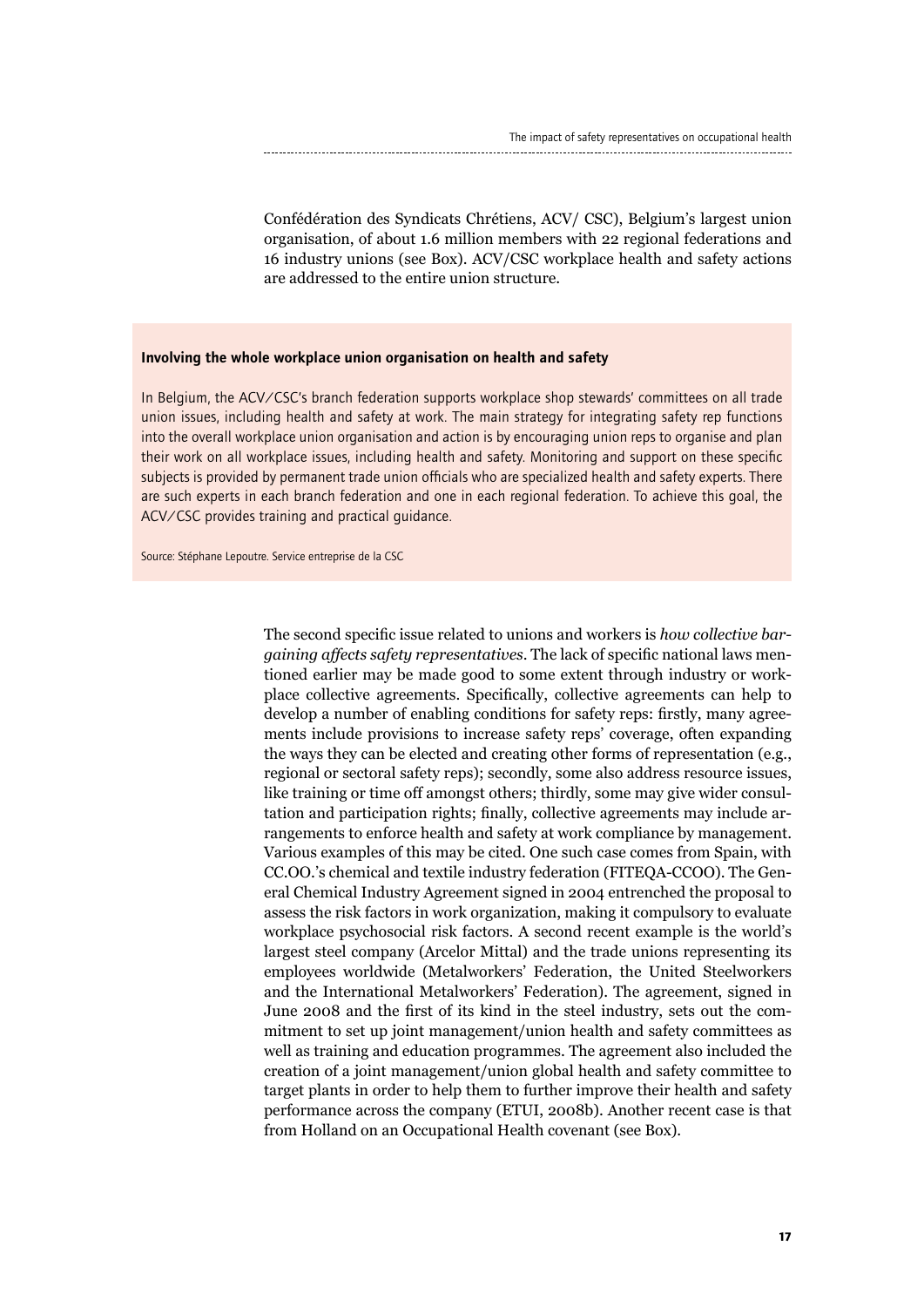Confédération des Syndicats Chrétiens, ACV/ CSC), Belgium's largest union organisation, of about 1.6 million members with 22 regional federations and 16 industry unions (see Box). ACV/CSC workplace health and safety actions are addressed to the entire union structure.

**Involving the whole workplace union organisation on health and safety**

In Belgium, the ACV/CSC's branch federation supports workplace shop stewards' committees on all trade union issues, including health and safety at work. The main strategy for integrating safety rep functions into the overall workplace union organisation and action is by encouraging union reps to organise and plan their work on all workplace issues, including health and safety. Monitoring and support on these specific subjects is provided by permanent trade union officials who are specialized health and safety experts. There are such experts in each branch federation and one in each regional federation. To achieve this goal, the ACV/CSC provides training and practical guidance.

Source: Stéphane Lepoutre. Service entreprise de la CSC

The second specific issue related to unions and workers is *how collective bargaining affects safety representatives*. The lack of specific national laws mentioned earlier may be made good to some extent through industry or workplace collective agreements. Specifically, collective agreements can help to develop a number of enabling conditions for safety reps: firstly, many agreements include provisions to increase safety reps' coverage, often expanding the ways they can be elected and creating other forms of representation (e.g., regional or sectoral safety reps); secondly, some also address resource issues, like training or time off amongst others; thirdly, some may give wider consultation and participation rights; finally, collective agreements may include arrangements to enforce health and safety at work compliance by management. Various examples of this may be cited. One such case comes from Spain, with CC.OO.'s chemical and textile industry federation (FITEQA-CCOO). The General Chemical Industry Agreement signed in 2004 entrenched the proposal to assess the risk factors in work organization, making it compulsory to evaluate workplace psychosocial risk factors. A second recent example is the world's largest steel company (Arcelor Mittal) and the trade unions representing its employees worldwide (Metalworkers' Federation, the United Steelworkers and the International Metalworkers' Federation). The agreement, signed in June 2008 and the first of its kind in the steel industry, sets out the commitment to set up joint management/union health and safety committees as well as training and education programmes. The agreement also included the creation of a joint management/union global health and safety committee to target plants in order to help them to further improve their health and safety performance across the company (ETUI, 2008b). Another recent case is that from Holland on an Occupational Health covenant (see Box).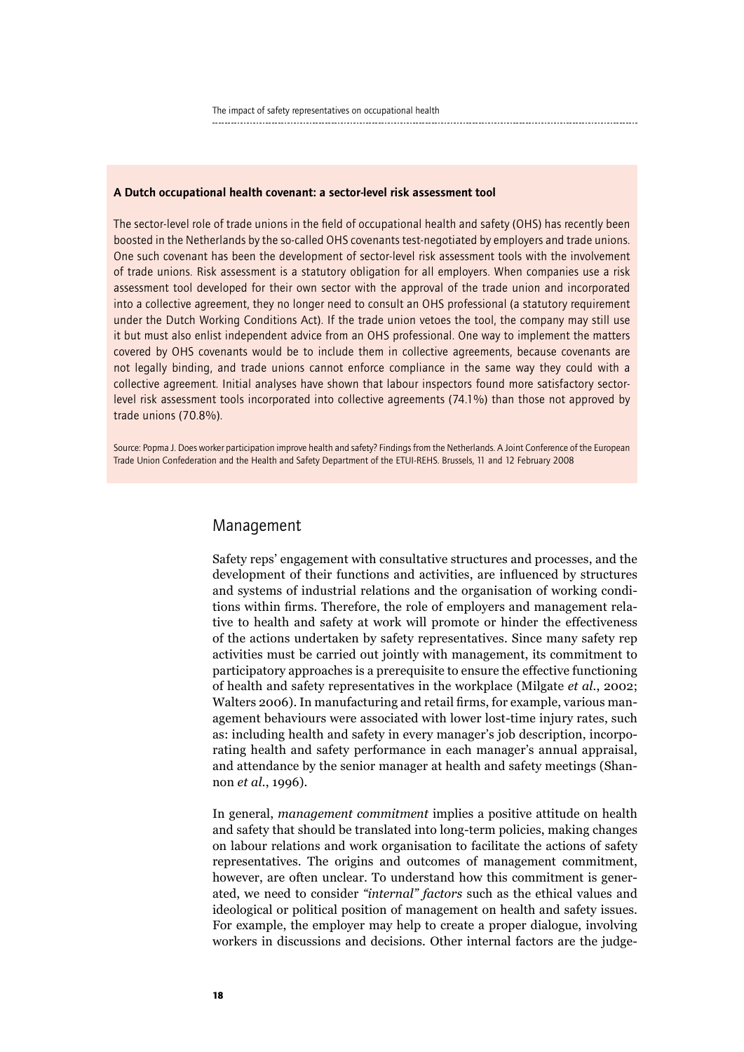**A Dutch occupational health covenant: a sector-level risk assessment tool**

The sector-level role of trade unions in the field of occupational health and safety (OHS) has recently been boosted in the Netherlands by the so-called OHS covenants test-negotiated by employers and trade unions. One such covenant has been the development of sector-level risk assessment tools with the involvement of trade unions. Risk assessment is a statutory obligation for all employers. When companies use a risk assessment tool developed for their own sector with the approval of the trade union and incorporated into a collective agreement, they no longer need to consult an OHS professional (a statutory requirement under the Dutch Working Conditions Act). If the trade union vetoes the tool, the company may still use it but must also enlist independent advice from an OHS professional. One way to implement the matters covered by OHS covenants would be to include them in collective agreements, because covenants are not legally binding, and trade unions cannot enforce compliance in the same way they could with a collective agreement. Initial analyses have shown that labour inspectors found more satisfactory sector-level risk assessment tools incorporated into collective agreements (74.1%) than those not approved by trade unions (70.8%).

Source: Popma J. Does worker participation improve health and safety? Findings from the Netherlands. A Joint Conference of the European Trade Union Confederation and the Health and Safety Department of the ETUI-REHS. Brussels, 11 and 12 February 2008

## Management

Safety reps' engagement with consultative structures and processes, and the development of their functions and activities, are influenced by structures and systems of industrial relations and the organisation of working conditions within firms. Therefore, the role of employers and management relative to health and safety at work will promote or hinder the effectiveness of the actions undertaken by safety representatives. Since many safety rep activities must be carried out jointly with management, its commitment to participatory approaches is a prerequisite to ensure the effective functioning of health and safety representatives in the workplace (Milgate *et al.*, 2002; Walters 2006). In manufacturing and retail firms, for example, various management behaviours were associated with lower lost-time injury rates, such as: including health and safety in every manager's job description, incorporating health and safety performance in each manager's annual appraisal, and attendance by the senior manager at health and safety meetings (Shannon *et al.*, 1996).

In general, *management commitment* implies a positive attitude on health and safety that should be translated into long-term policies, making changes on labour relations and work organisation to facilitate the actions of safety representatives. The origins and outcomes of management commitment, however, are often unclear. To understand how this commitment is generated, we need to consider *"internal" factors* such as the ethical values and ideological or political position of management on health and safety issues. For example, the employer may help to create a proper dialogue, involving workers in discussions and decisions. Other internal factors are the judge-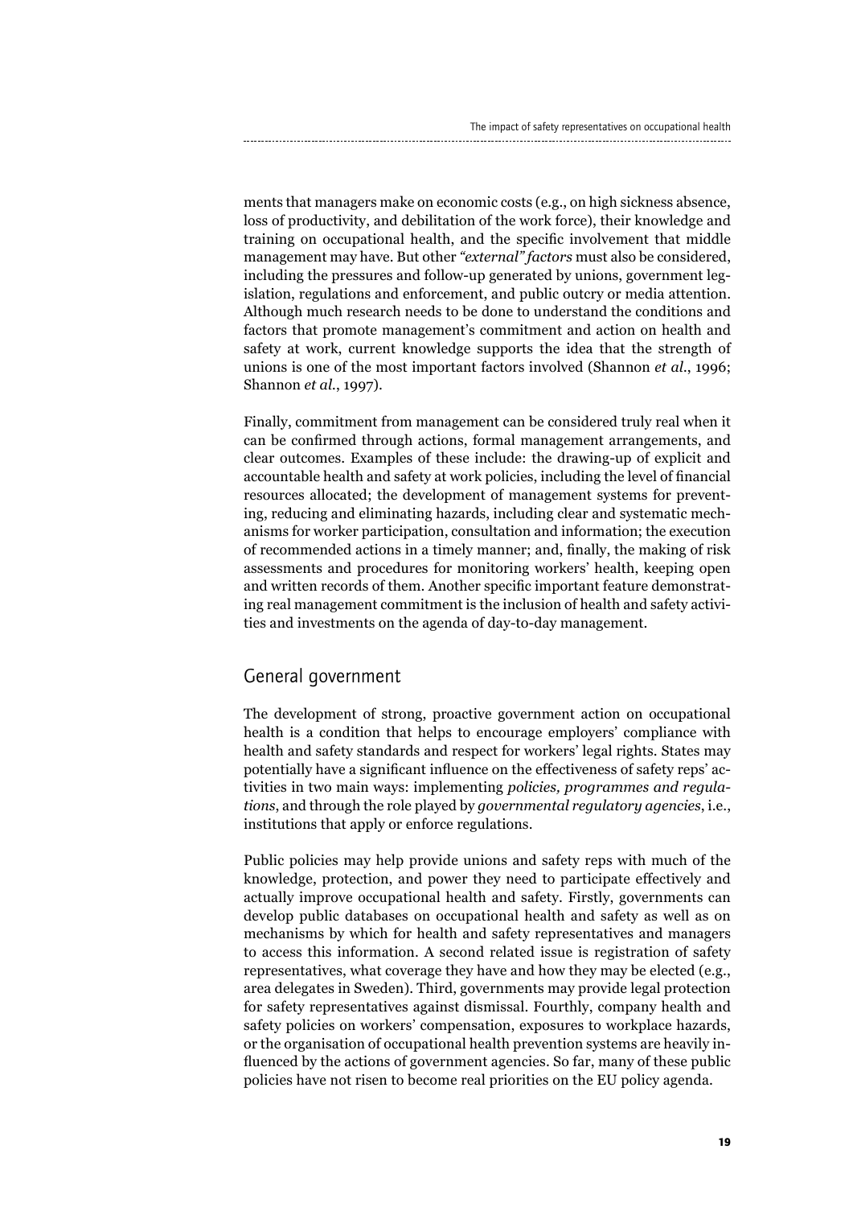ments that managers make on economic costs (e.g., on high sickness absence, loss of productivity, and debilitation of the work force), their knowledge and training on occupational health, and the specific involvement that middle management may have. But other *"external" factors* must also be considered, including the pressures and follow-up generated by unions, government legislation, regulations and enforcement, and public outcry or media attention. Although much research needs to be done to understand the conditions and factors that promote management's commitment and action on health and safety at work, current knowledge supports the idea that the strength of unions is one of the most important factors involved (Shannon *et al.*, 1996; Shannon *et al.*, 1997).

Finally, commitment from management can be considered truly real when it can be confirmed through actions, formal management arrangements, and clear outcomes. Examples of these include: the drawing-up of explicit and accountable health and safety at work policies, including the level of financial resources allocated; the development of management systems for preventing, reducing and eliminating hazards, including clear and systematic mechanisms for worker participation, consultation and information; the execution of recommended actions in a timely manner; and, finally, the making of risk assessments and procedures for monitoring workers' health, keeping open and written records of them. Another specific important feature demonstrating real management commitment is the inclusion of health and safety activities and investments on the agenda of day-to-day management.

## General government

The development of strong, proactive government action on occupational health is a condition that helps to encourage employers' compliance with health and safety standards and respect for workers' legal rights. States may potentially have a significant influence on the effectiveness of safety reps' activities in two main ways: implementing *policies, programmes and regulations*, and through the role played by *governmental regulatory agencies*, i.e., institutions that apply or enforce regulations.

Public policies may help provide unions and safety reps with much of the knowledge, protection, and power they need to participate effectively and actually improve occupational health and safety. Firstly, governments can develop public databases on occupational health and safety as well as on mechanisms by which for health and safety representatives and managers to access this information. A second related issue is registration of safety representatives, what coverage they have and how they may be elected (e.g., area delegates in Sweden). Third, governments may provide legal protection for safety representatives against dismissal. Fourthly, company health and safety policies on workers' compensation, exposures to workplace hazards, or the organisation of occupational health prevention systems are heavily influenced by the actions of government agencies. So far, many of these public policies have not risen to become real priorities on the EU policy agenda.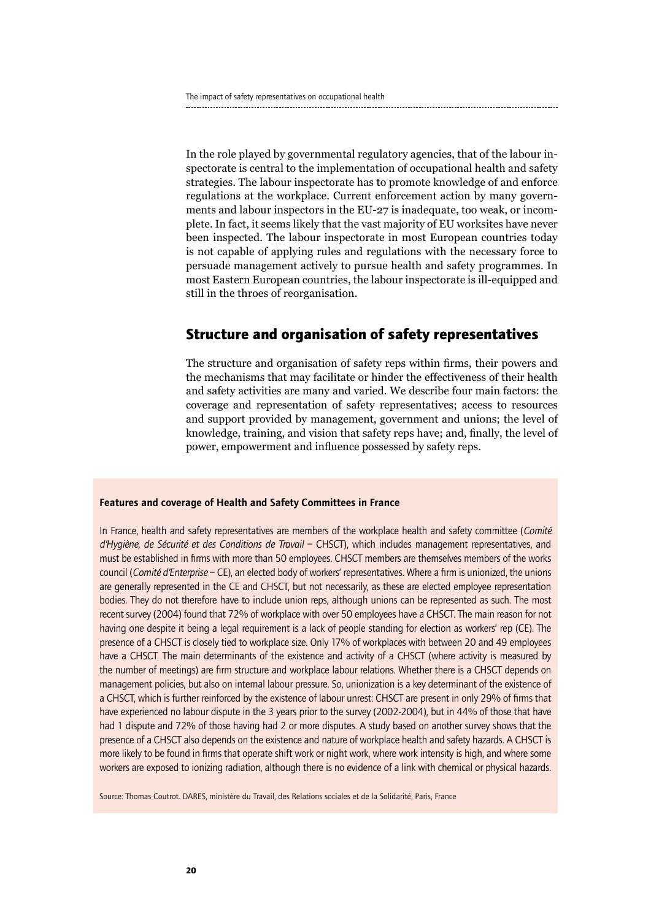In the role played by governmental regulatory agencies, that of the labour inspectorate is central to the implementation of occupational health and safety strategies. The labour inspectorate has to promote knowledge of and enforce regulations at the workplace. Current enforcement action by many governments and labour inspectors in the EU-27 is inadequate, too weak, or incomplete. In fact, it seems likely that the vast majority of EU worksites have never been inspected. The labour inspectorate in most European countries today is not capable of applying rules and regulations with the necessary force to persuade management actively to pursue health and safety programmes. In most Eastern European countries, the labour inspectorate is ill-equipped and still in the throes of reorganisation.

## Structure and organisation of safety representatives

The structure and organisation of safety reps within firms, their powers and the mechanisms that may facilitate or hinder the effectiveness of their health and safety activities are many and varied. We describe four main factors: the coverage and representation of safety representatives; access to resources and support provided by management, government and unions; the level of knowledge, training, and vision that safety reps have; and, finally, the level of power, empowerment and influence possessed by safety reps.

**Features and coverage of Health and Safety Committees in France**

In France, health and safety representatives are members of the workplace health and safety committee (*Comité d'Hygiène, de Sécurité et des Conditions de Travail* – CHSCT), which includes management representatives, and must be established in firms with more than 50 employees. CHSCT members are themselves members of the works council (*Comité d'Enterprise* – CE), an elected body of workers' representatives. Where a firm is unionized, the unions are generally represented in the CE and CHSCT, but not necessarily, as these are elected employee representation bodies. They do not therefore have to include union reps, although unions can be represented as such. The most recent survey (2004) found that 72% of workplace with over 50 employees have a CHSCT. The main reason for not having one despite it being a legal requirement is a lack of people standing for election as workers' rep (CE). The presence of a CHSCT is closely tied to workplace size. Only 17% of workplaces with between 20 and 49 employees have a CHSCT. The main determinants of the existence and activity of a CHSCT (where activity is measured by the number of meetings) are firm structure and workplace labour relations. Whether there is a CHSCT depends on management policies, but also on internal labour pressure. So, unionization is a key determinant of the existence of a CHSCT, which is further reinforced by the existence of labour unrest: CHSCT are present in only 29% of firms that have experienced no labour dispute in the 3 years prior to the survey (2002-2004), but in 44% of those that have had 1 dispute and 72% of those having had 2 or more disputes. A study based on another survey shows that the presence of a CHSCT also depends on the existence and nature of workplace health and safety hazards. A CHSCT is more likely to be found in firms that operate shift work or night work, where work intensity is high, and where some workers are exposed to ionizing radiation, although there is no evidence of a link with chemical or physical hazards.

Source: Thomas Coutrot. DARES, ministère du Travail, des Relations sociales et de la Solidarité, Paris, France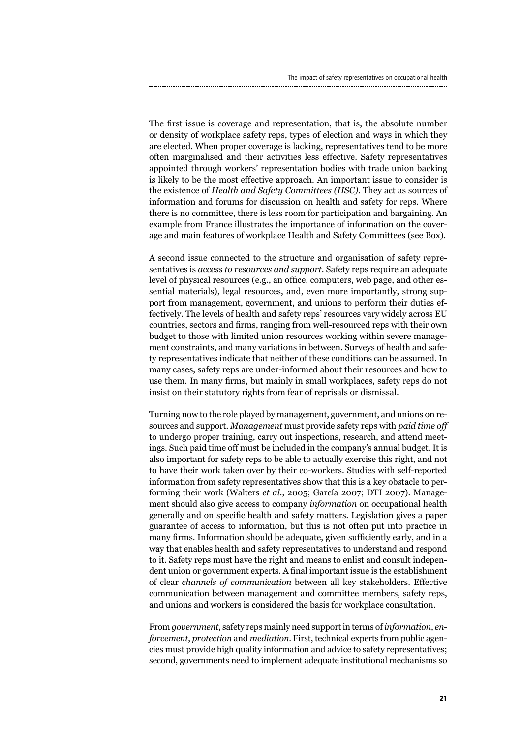The first issue is coverage and representation, that is, the absolute number or density of workplace safety reps, types of election and ways in which they are elected. When proper coverage is lacking, representatives tend to be more often marginalised and their activities less effective. Safety representatives appointed through workers' representation bodies with trade union backing is likely to be the most effective approach. An important issue to consider is the existence of *Health and Safety Committees (HSC)*. They act as sources of information and forums for discussion on health and safety for reps. Where there is no committee, there is less room for participation and bargaining. An example from France illustrates the importance of information on the coverage and main features of workplace Health and Safety Committees (see Box).

A second issue connected to the structure and organisation of safety representatives is *access to resources and support*. Safety reps require an adequate level of physical resources (e.g., an office, computers, web page, and other essential materials), legal resources, and, even more importantly, strong support from management, government, and unions to perform their duties effectively. The levels of health and safety reps' resources vary widely across EU countries, sectors and firms, ranging from well-resourced reps with their own budget to those with limited union resources working within severe management constraints, and many variations in between. Surveys of health and safety representatives indicate that neither of these conditions can be assumed. In many cases, safety reps are under-informed about their resources and how to use them. In many firms, but mainly in small workplaces, safety reps do not insist on their statutory rights from fear of reprisals or dismissal.

Turning now to the role played by management, government, and unions on resources and support. *Management* must provide safety reps with *paid time off* to undergo proper training, carry out inspections, research, and attend meetings. Such paid time off must be included in the company's annual budget. It is also important for safety reps to be able to actually exercise this right, and not to have their work taken over by their co-workers. Studies with self-reported information from safety representatives show that this is a key obstacle to performing their work (Walters *et al.*, 2005; García 2007; DTI 2007). Management should also give access to company *information* on occupational health generally and on specific health and safety matters. Legislation gives a paper guarantee of access to information, but this is not often put into practice in many firms. Information should be adequate, given sufficiently early, and in a way that enables health and safety representatives to understand and respond to it. Safety reps must have the right and means to enlist and consult independent union or government experts. A final important issue is the establishment of clear *channels of communication* between all key stakeholders. Effective communication between management and committee members, safety reps, and unions and workers is considered the basis for workplace consultation.

From *government*, safety reps mainly need support in terms of *information*, *enforcement*, *protection* and *mediation*. First, technical experts from public agencies must provide high quality information and advice to safety representatives; second, governments need to implement adequate institutional mechanisms so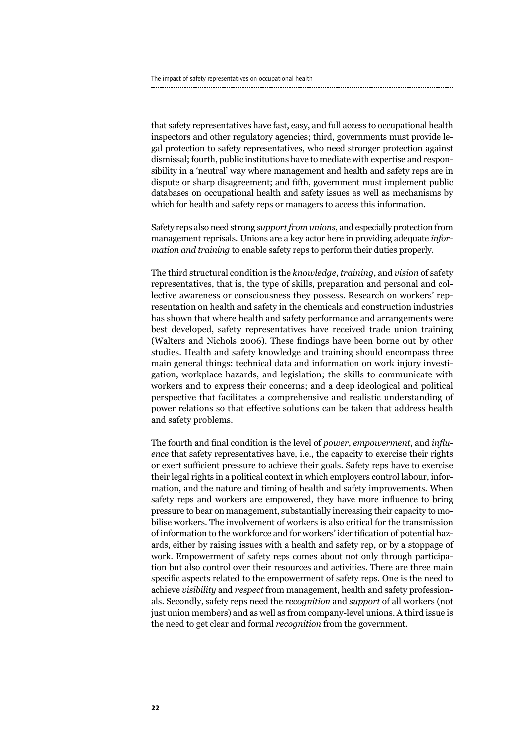that safety representatives have fast, easy, and full access to occupational health inspectors and other regulatory agencies; third, governments must provide legal protection to safety representatives, who need stronger protection against dismissal; fourth, public institutions have to mediate with expertise and responsibility in a 'neutral' way where management and health and safety reps are in dispute or sharp disagreement; and fifth, government must implement public databases on occupational health and safety issues as well as mechanisms by which for health and safety reps or managers to access this information.

Safety reps also need strong *support from unions*, and especially protection from management reprisals. Unions are a key actor here in providing adequate *information and training* to enable safety reps to perform their duties properly.

The third structural condition is the *knowledge*, *training*, and *vision* of safety representatives, that is, the type of skills, preparation and personal and collective awareness or consciousness they possess. Research on workers' representation on health and safety in the chemicals and construction industries has shown that where health and safety performance and arrangements were best developed, safety representatives have received trade union training (Walters and Nichols 2006). These findings have been borne out by other studies. Health and safety knowledge and training should encompass three main general things: technical data and information on work injury investigation, workplace hazards, and legislation; the skills to communicate with workers and to express their concerns; and a deep ideological and political perspective that facilitates a comprehensive and realistic understanding of power relations so that effective solutions can be taken that address health and safety problems.

The fourth and final condition is the level of *power*, *empowerment*, and *influence* that safety representatives have, i.e., the capacity to exercise their rights or exert sufficient pressure to achieve their goals. Safety reps have to exercise their legal rights in a political context in which employers control labour, information, and the nature and timing of health and safety improvements. When safety reps and workers are empowered, they have more influence to bring pressure to bear on management, substantially increasing their capacity to mobilise workers. The involvement of workers is also critical for the transmission of information to the workforce and for workers' identification of potential hazards, either by raising issues with a health and safety rep, or by a stoppage of work. Empowerment of safety reps comes about not only through participation but also control over their resources and activities. There are three main specific aspects related to the empowerment of safety reps. One is the need to achieve *visibility* and *respect* from management, health and safety professionals. Secondly, safety reps need the *recognition* and *support* of all workers (not just union members) and as well as from company-level unions. A third issue is the need to get clear and formal *recognition* from the government.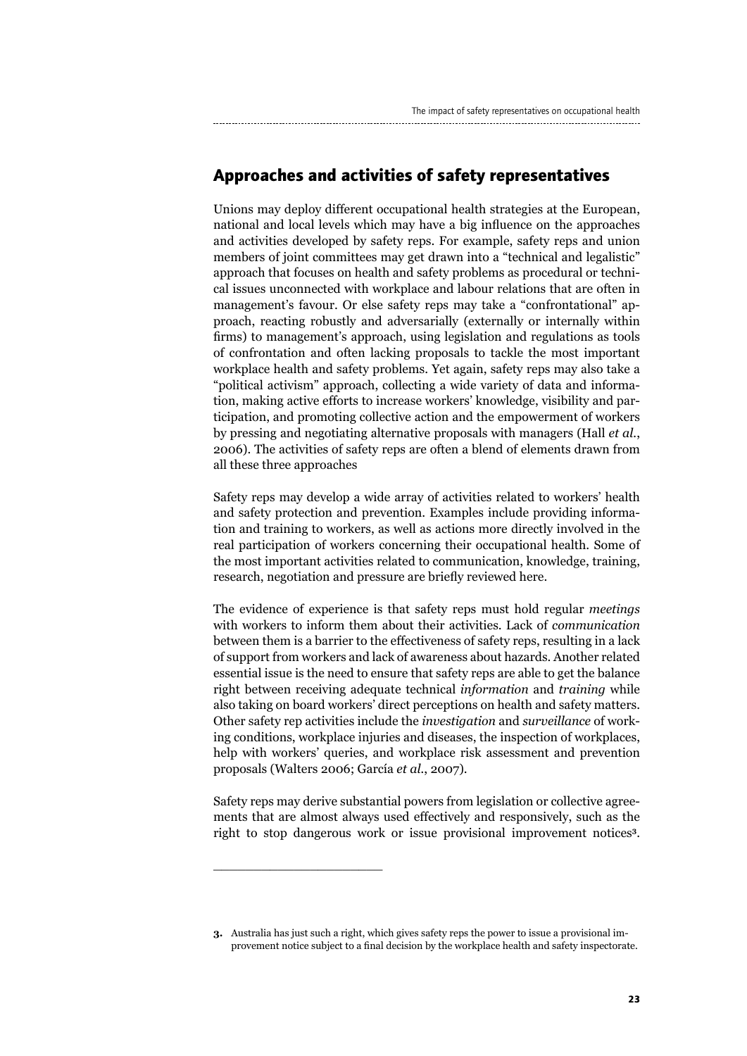## Approaches and activities of safety representatives

Unions may deploy different occupational health strategies at the European, national and local levels which may have a big influence on the approaches and activities developed by safety reps. For example, safety reps and union members of joint committees may get drawn into a "technical and legalistic" approach that focuses on health and safety problems as procedural or technical issues unconnected with workplace and labour relations that are often in management's favour. Or else safety reps may take a "confrontational" approach, reacting robustly and adversarially (externally or internally within firms) to management's approach, using legislation and regulations as tools of confrontation and often lacking proposals to tackle the most important workplace health and safety problems. Yet again, safety reps may also take a "political activism" approach, collecting a wide variety of data and information, making active efforts to increase workers' knowledge, visibility and participation, and promoting collective action and the empowerment of workers by pressing and negotiating alternative proposals with managers (Hall *et al.*, 2006). The activities of safety reps are often a blend of elements drawn from all these three approaches

Safety reps may develop a wide array of activities related to workers' health and safety protection and prevention. Examples include providing information and training to workers, as well as actions more directly involved in the real participation of workers concerning their occupational health. Some of the most important activities related to communication, knowledge, training, research, negotiation and pressure are briefly reviewed here.

The evidence of experience is that safety reps must hold regular *meetings* with workers to inform them about their activities. Lack of *communication* between them is a barrier to the effectiveness of safety reps, resulting in a lack of support from workers and lack of awareness about hazards. Another related essential issue is the need to ensure that safety reps are able to get the balance right between receiving adequate technical *information* and *training* while also taking on board workers' direct perceptions on health and safety matters. Other safety rep activities include the *investigation* and *surveillance* of working conditions, workplace injuries and diseases, the inspection of workplaces, help with workers' queries, and workplace risk assessment and prevention proposals (Walters 2006; García *et al.*, 2007).

Safety reps may derive substantial powers from legislation or collective agreements that are almost always used effectively and responsively, such as the right to stop dangerous work or issue provisional improvement notices[3].

---

3. Australia has just such a right, which gives safety reps the power to issue a provisional improvement notice subject to a final decision by the workplace health and safety inspectorate.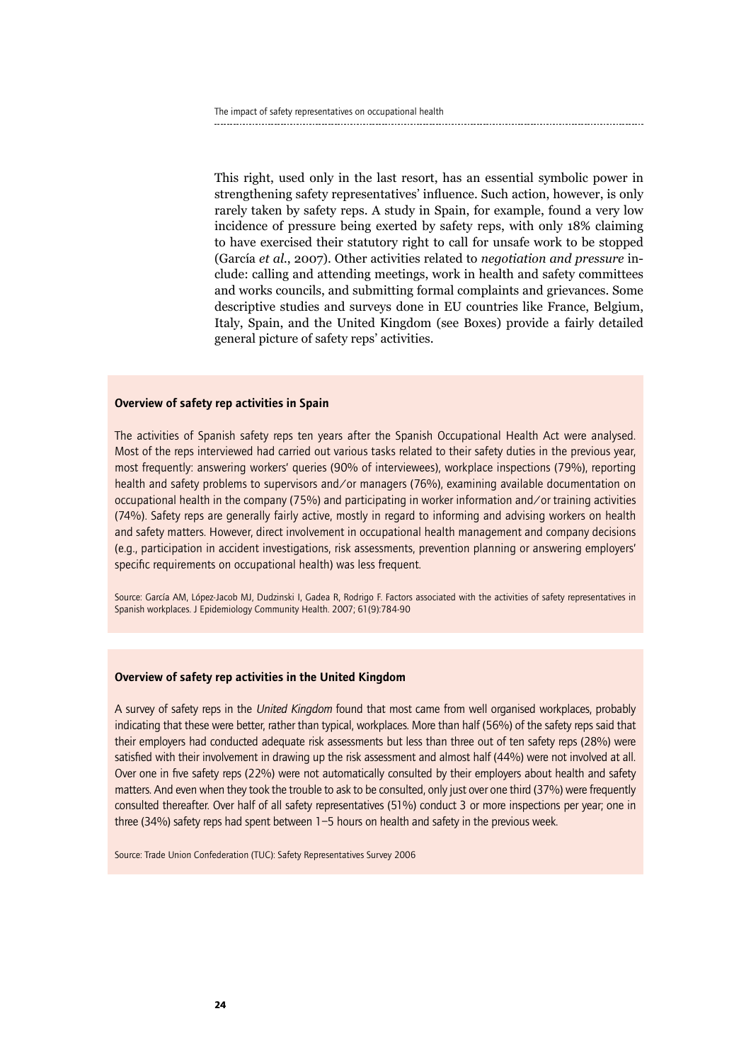This right, used only in the last resort, has an essential symbolic power in strengthening safety representatives' influence. Such action, however, is only rarely taken by safety reps. A study in Spain, for example, found a very low incidence of pressure being exerted by safety reps, with only 18% claiming to have exercised their statutory right to call for unsafe work to be stopped (García *et al.*, 2007). Other activities related to *negotiation and pressure* include: calling and attending meetings, work in health and safety committees and works councils, and submitting formal complaints and grievances. Some descriptive studies and surveys done in EU countries like France, Belgium, Italy, Spain, and the United Kingdom (see Boxes) provide a fairly detailed general picture of safety reps' activities.

**Overview of safety rep activities in Spain**

The activities of Spanish safety reps ten years after the Spanish Occupational Health Act were analysed. Most of the reps interviewed had carried out various tasks related to their safety duties in the previous year, most frequently: answering workers' queries (90% of interviewees), workplace inspections (79%), reporting health and safety problems to supervisors and/or managers (76%), examining available documentation on occupational health in the company (75%) and participating in worker information and/or training activities (74%). Safety reps are generally fairly active, mostly in regard to informing and advising workers on health and safety matters. However, direct involvement in occupational health management and company decisions (e.g., participation in accident investigations, risk assessments, prevention planning or answering employers' specific requirements on occupational health) was less frequent.

Source: García AM, López-Jacob MJ, Dudzinski I, Gadea R, Rodrigo F. Factors associated with the activities of safety representatives in Spanish workplaces. J Epidemiology Community Health. 2007; 61(9):784-90

**Overview of safety rep activities in the United Kingdom**

A survey of safety reps in the *United Kingdom* found that most came from well organised workplaces, probably indicating that these were better, rather than typical, workplaces. More than half (56%) of the safety reps said that their employers had conducted adequate risk assessments but less than three out of ten safety reps (28%) were satisfied with their involvement in drawing up the risk assessment and almost half (44%) were not involved at all. Over one in five safety reps (22%) were not automatically consulted by their employers about health and safety matters. And even when they took the trouble to ask to be consulted, only just over one third (37%) were frequently consulted thereafter. Over half of all safety representatives (51%) conduct 3 or more inspections per year; one in three (34%) safety reps had spent between 1–5 hours on health and safety in the previous week.

Source: Trade Union Confederation (TUC): Safety Representatives Survey 2006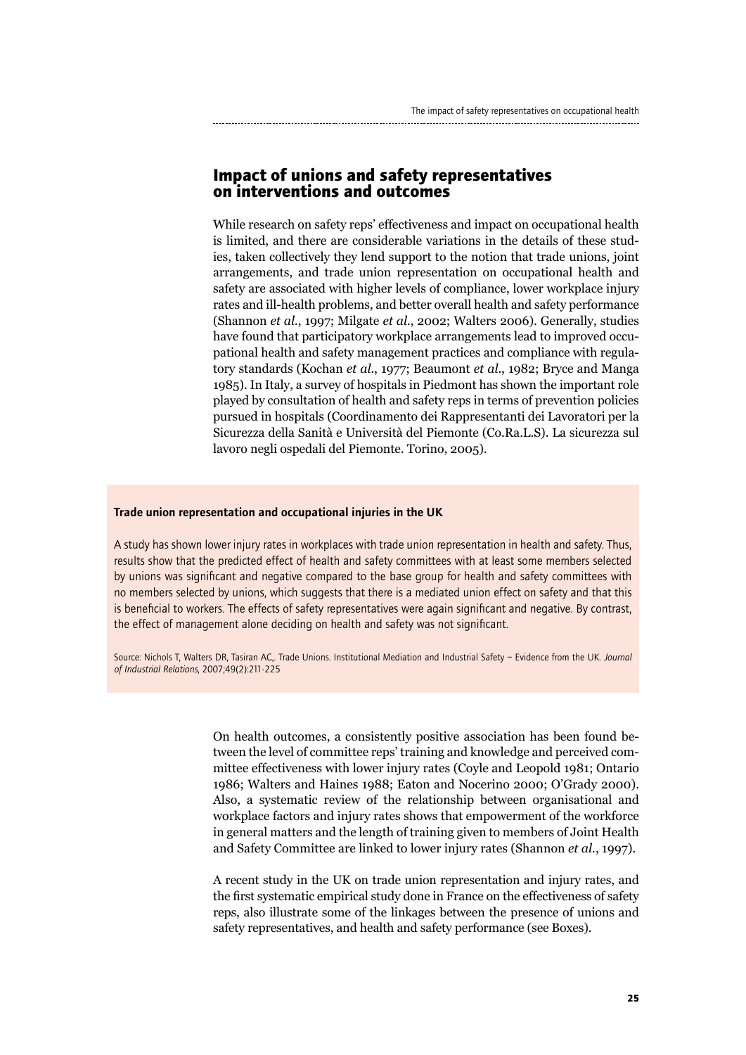## Impact of unions and safety representatives on interventions and outcomes

While research on safety reps' effectiveness and impact on occupational health is limited, and there are considerable variations in the details of these studies, taken collectively they lend support to the notion that trade unions, joint arrangements, and trade union representation on occupational health and safety are associated with higher levels of compliance, lower workplace injury rates and ill-health problems, and better overall health and safety performance (Shannon *et al.*, 1997; Milgate *et al.*, 2002; Walters 2006). Generally, studies have found that participatory workplace arrangements lead to improved occupational health and safety management practices and compliance with regulatory standards (Kochan *et al.*, 1977; Beaumont *et al.*, 1982; Bryce and Manga 1985). In Italy, a survey of hospitals in Piedmont has shown the important role played by consultation of health and safety reps in terms of prevention policies pursued in hospitals (Coordinamento dei Rappresentanti dei Lavoratori per la Sicurezza della Sanità e Università del Piemonte (Co.Ra.L.S). La sicurezza sul lavoro negli ospedali del Piemonte. Torino, 2005).

**Trade union representation and occupational injuries in the UK**

A study has shown lower injury rates in workplaces with trade union representation in health and safety. Thus, results show that the predicted effect of health and safety committees with at least some members selected by unions was significant and negative compared to the base group for health and safety committees with no members selected by unions, which suggests that there is a mediated union effect on safety and that this is beneficial to workers. The effects of safety representatives were again significant and negative. By contrast, the effect of management alone deciding on health and safety was not significant.

Source: Nichols T, Walters DR, Tasiran AC,. Trade Unions. Institutional Mediation and Industrial Safety – Evidence from the UK. *Journal of Industrial Relations*, 2007;49(2):211-225

On health outcomes, a consistently positive association has been found between the level of committee reps' training and knowledge and perceived committee effectiveness with lower injury rates (Coyle and Leopold 1981; Ontario 1986; Walters and Haines 1988; Eaton and Nocerino 2000; O'Grady 2000). Also, a systematic review of the relationship between organisational and workplace factors and injury rates shows that empowerment of the workforce in general matters and the length of training given to members of Joint Health and Safety Committee are linked to lower injury rates (Shannon *et al.*, 1997).

A recent study in the UK on trade union representation and injury rates, and the first systematic empirical study done in France on the effectiveness of safety reps, also illustrate some of the linkages between the presence of unions and safety representatives, and health and safety performance (see Boxes).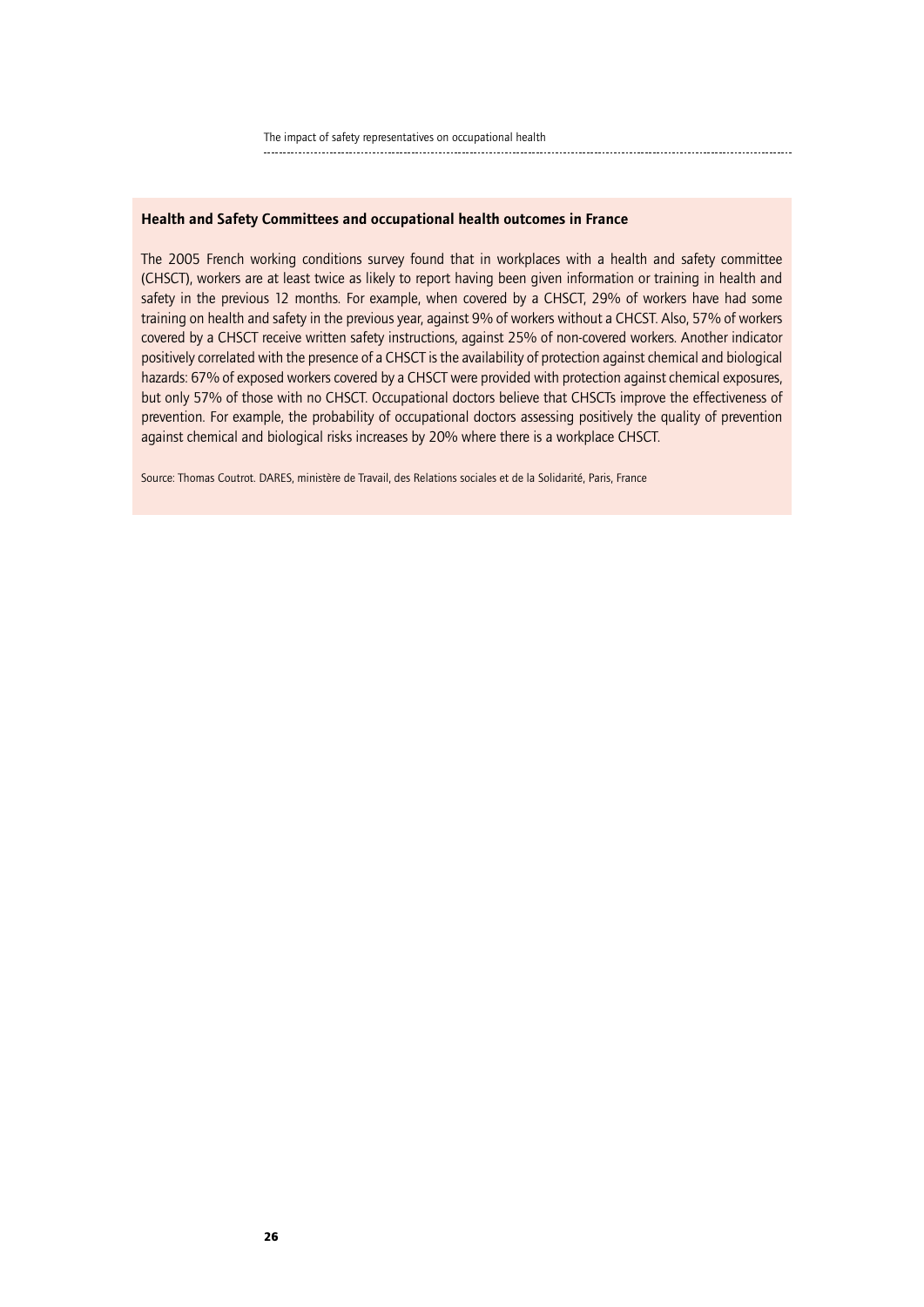**Health and Safety Committees and occupational health outcomes in France**

The 2005 French working conditions survey found that in workplaces with a health and safety committee (CHSCT), workers are at least twice as likely to report having been given information or training in health and safety in the previous 12 months. For example, when covered by a CHSCT, 29% of workers have had some training on health and safety in the previous year, against 9% of workers without a CHCST. Also, 57% of workers covered by a CHSCT receive written safety instructions, against 25% of non-covered workers. Another indicator positively correlated with the presence of a CHSCT is the availability of protection against chemical and biological hazards: 67% of exposed workers covered by a CHSCT were provided with protection against chemical exposures, but only 57% of those with no CHSCT. Occupational doctors believe that CHSCTs improve the effectiveness of prevention. For example, the probability of occupational doctors assessing positively the quality of prevention against chemical and biological risks increases by 20% where there is a workplace CHSCT.

Source: Thomas Coutrot. DARES, ministère de Travail, des Relations sociales et de la Solidarité, Paris, France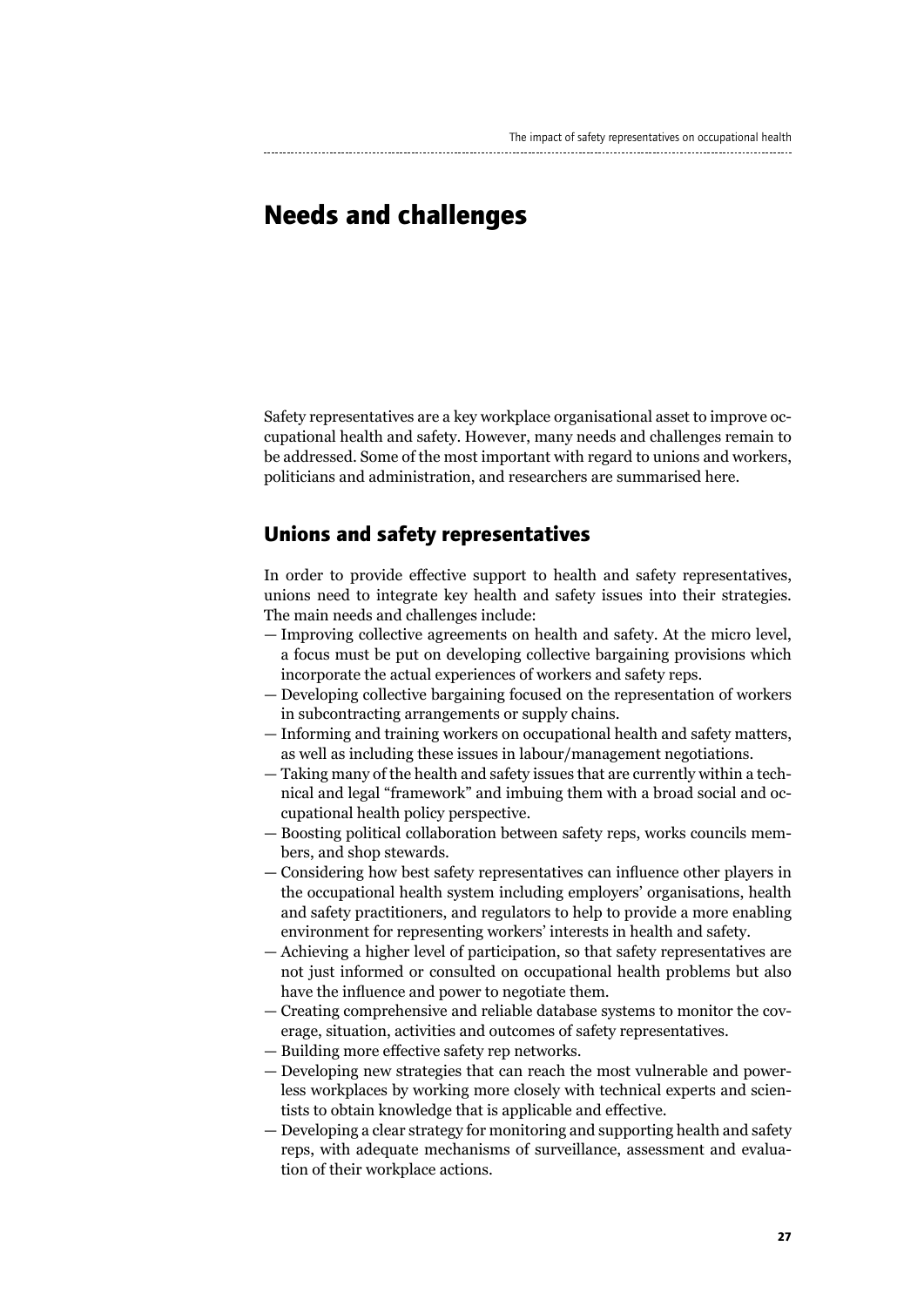# Needs and challenges

Safety representatives are a key workplace organisational asset to improve occupational health and safety. However, many needs and challenges remain to be addressed. Some of the most important with regard to unions and workers, politicians and administration, and researchers are summarised here.

## Unions and safety representatives

In order to provide effective support to health and safety representatives, unions need to integrate key health and safety issues into their strategies. The main needs and challenges include:

— Improving collective agreements on health and safety. At the micro level, a focus must be put on developing collective bargaining provisions which incorporate the actual experiences of workers and safety reps.
— Developing collective bargaining focused on the representation of workers in subcontracting arrangements or supply chains.
— Informing and training workers on occupational health and safety matters, as well as including these issues in labour/management negotiations.
— Taking many of the health and safety issues that are currently within a technical and legal "framework" and imbuing them with a broad social and occupational health policy perspective.
— Boosting political collaboration between safety reps, works councils members, and shop stewards.
— Considering how best safety representatives can influence other players in the occupational health system including employers' organisations, health and safety practitioners, and regulators to help to provide a more enabling environment for representing workers' interests in health and safety.
— Achieving a higher level of participation, so that safety representatives are not just informed or consulted on occupational health problems but also have the influence and power to negotiate them.
— Creating comprehensive and reliable database systems to monitor the coverage, situation, activities and outcomes of safety representatives.
— Building more effective safety rep networks.
— Developing new strategies that can reach the most vulnerable and powerless workplaces by working more closely with technical experts and scientists to obtain knowledge that is applicable and effective.
— Developing a clear strategy for monitoring and supporting health and safety reps, with adequate mechanisms of surveillance, assessment and evaluation of their workplace actions.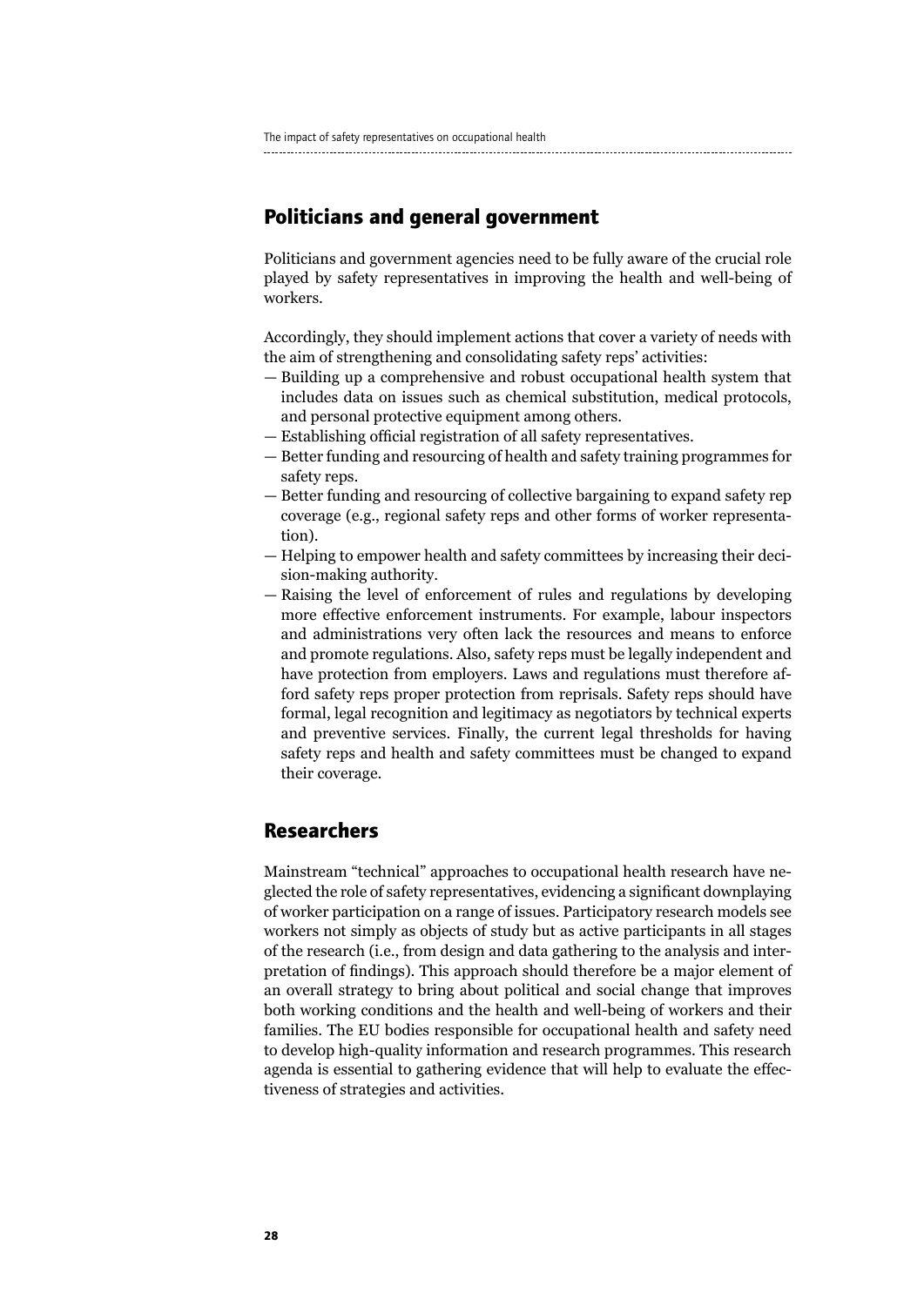## Politicians and general government

Politicians and government agencies need to be fully aware of the crucial role played by safety representatives in improving the health and well-being of workers.

Accordingly, they should implement actions that cover a variety of needs with the aim of strengthening and consolidating safety reps' activities:

- Building up a comprehensive and robust occupational health system that includes data on issues such as chemical substitution, medical protocols, and personal protective equipment among others.
- Establishing official registration of all safety representatives.
- Better funding and resourcing of health and safety training programmes for safety reps.
- Better funding and resourcing of collective bargaining to expand safety rep coverage (e.g., regional safety reps and other forms of worker representation).
- Helping to empower health and safety committees by increasing their decision-making authority.
- Raising the level of enforcement of rules and regulations by developing more effective enforcement instruments. For example, labour inspectors and administrations very often lack the resources and means to enforce and promote regulations. Also, safety reps must be legally independent and have protection from employers. Laws and regulations must therefore afford safety reps proper protection from reprisals. Safety reps should have formal, legal recognition and legitimacy as negotiators by technical experts and preventive services. Finally, the current legal thresholds for having safety reps and health and safety committees must be changed to expand their coverage.

## Researchers

Mainstream "technical" approaches to occupational health research have neglected the role of safety representatives, evidencing a significant downplaying of worker participation on a range of issues. Participatory research models see workers not simply as objects of study but as active participants in all stages of the research (i.e., from design and data gathering to the analysis and interpretation of findings). This approach should therefore be a major element of an overall strategy to bring about political and social change that improves both working conditions and the health and well-being of workers and their families. The EU bodies responsible for occupational health and safety need to develop high-quality information and research programmes. This research agenda is essential to gathering evidence that will help to evaluate the effectiveness of strategies and activities.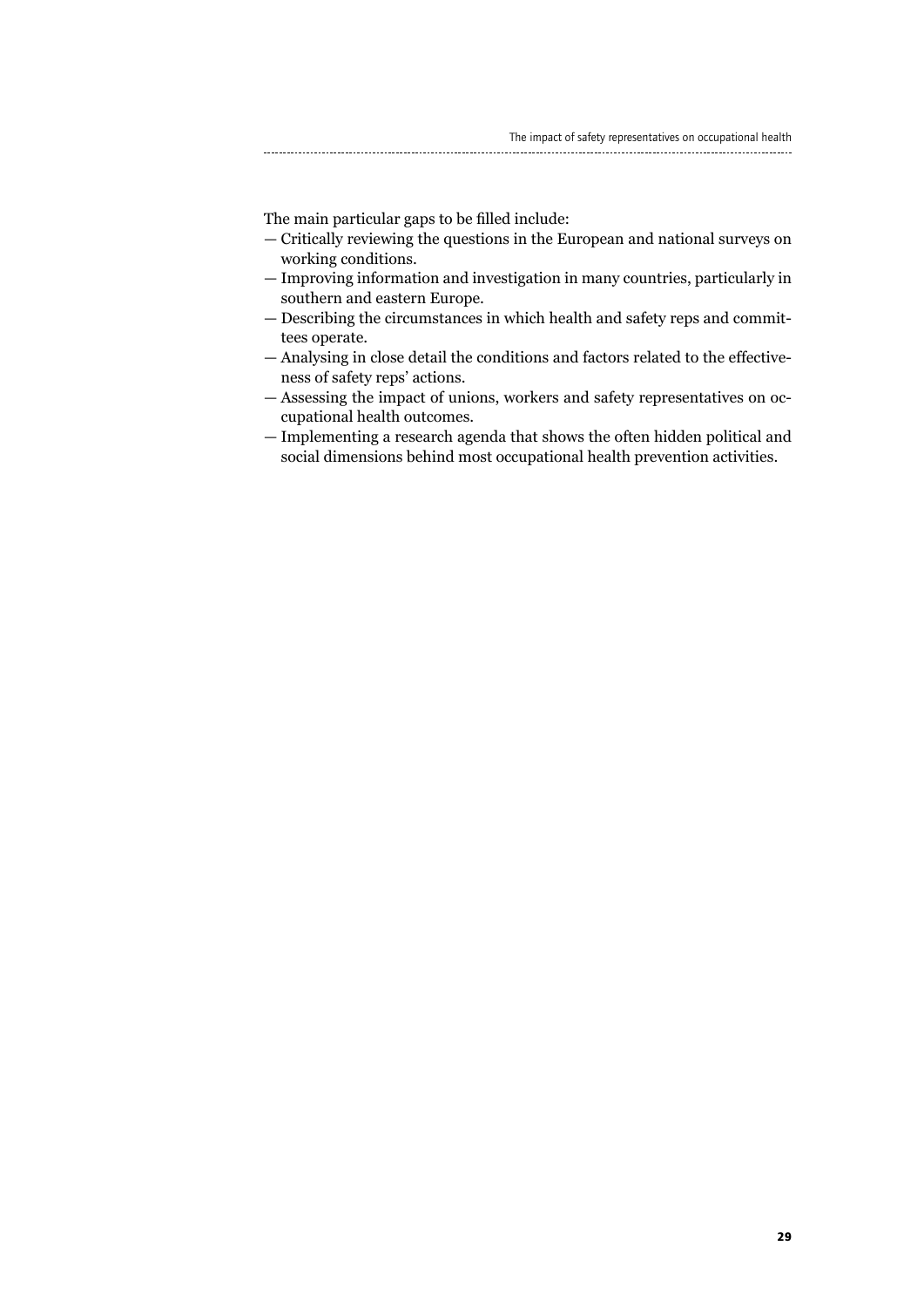The main particular gaps to be filled include:

— Critically reviewing the questions in the European and national surveys on working conditions.

— Improving information and investigation in many countries, particularly in southern and eastern Europe.

— Describing the circumstances in which health and safety reps and committees operate.

— Analysing in close detail the conditions and factors related to the effectiveness of safety reps' actions.

— Assessing the impact of unions, workers and safety representatives on occupational health outcomes.

— Implementing a research agenda that shows the often hidden political and social dimensions behind most occupational health prevention activities.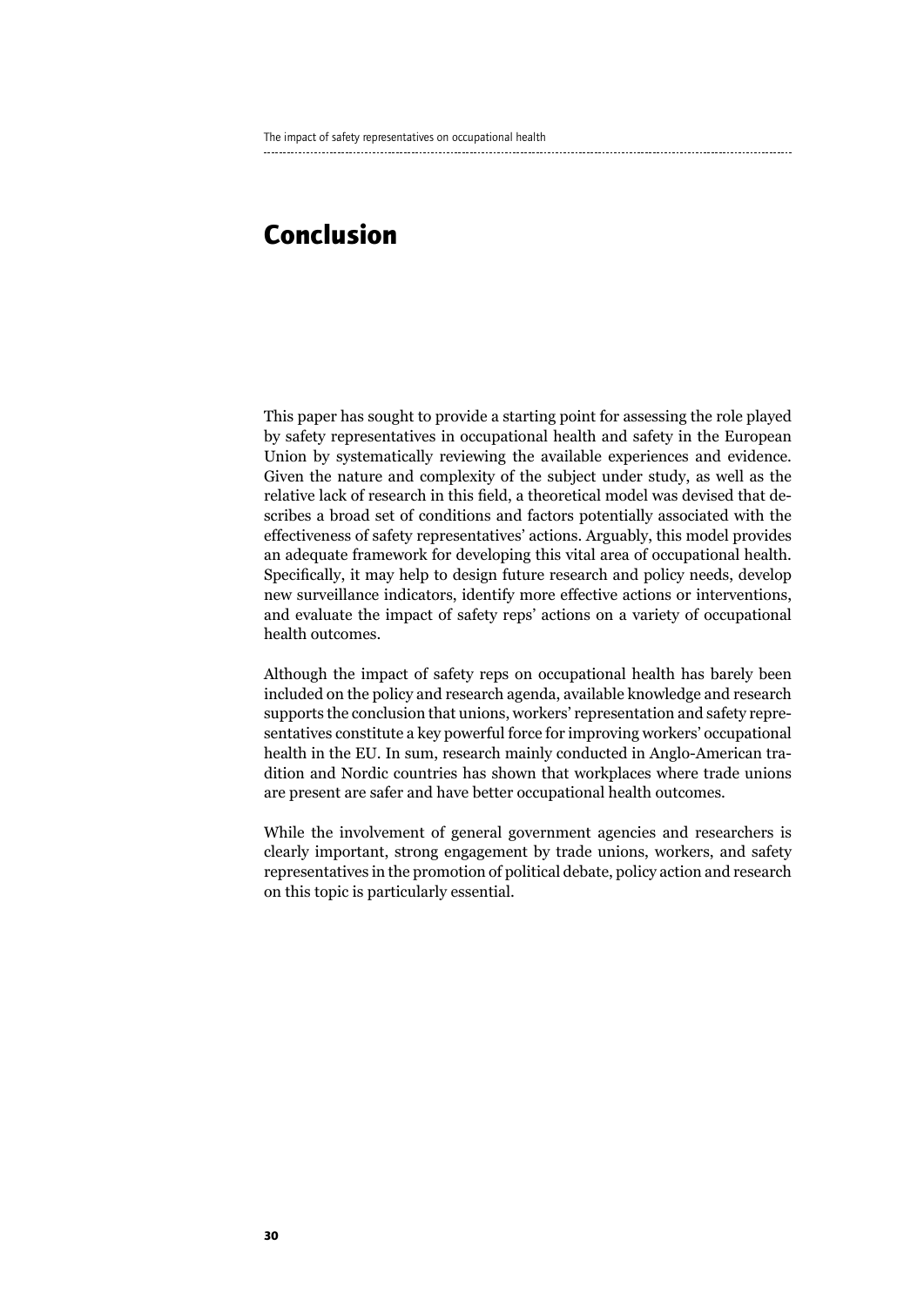# Conclusion

This paper has sought to provide a starting point for assessing the role played by safety representatives in occupational health and safety in the European Union by systematically reviewing the available experiences and evidence. Given the nature and complexity of the subject under study, as well as the relative lack of research in this field, a theoretical model was devised that describes a broad set of conditions and factors potentially associated with the effectiveness of safety representatives' actions. Arguably, this model provides an adequate framework for developing this vital area of occupational health. Specifically, it may help to design future research and policy needs, develop new surveillance indicators, identify more effective actions or interventions, and evaluate the impact of safety reps' actions on a variety of occupational health outcomes.

Although the impact of safety reps on occupational health has barely been included on the policy and research agenda, available knowledge and research supports the conclusion that unions, workers' representation and safety representatives constitute a key powerful force for improving workers' occupational health in the EU. In sum, research mainly conducted in Anglo-American tradition and Nordic countries has shown that workplaces where trade unions are present are safer and have better occupational health outcomes.

While the involvement of general government agencies and researchers is clearly important, strong engagement by trade unions, workers, and safety representatives in the promotion of political debate, policy action and research on this topic is particularly essential.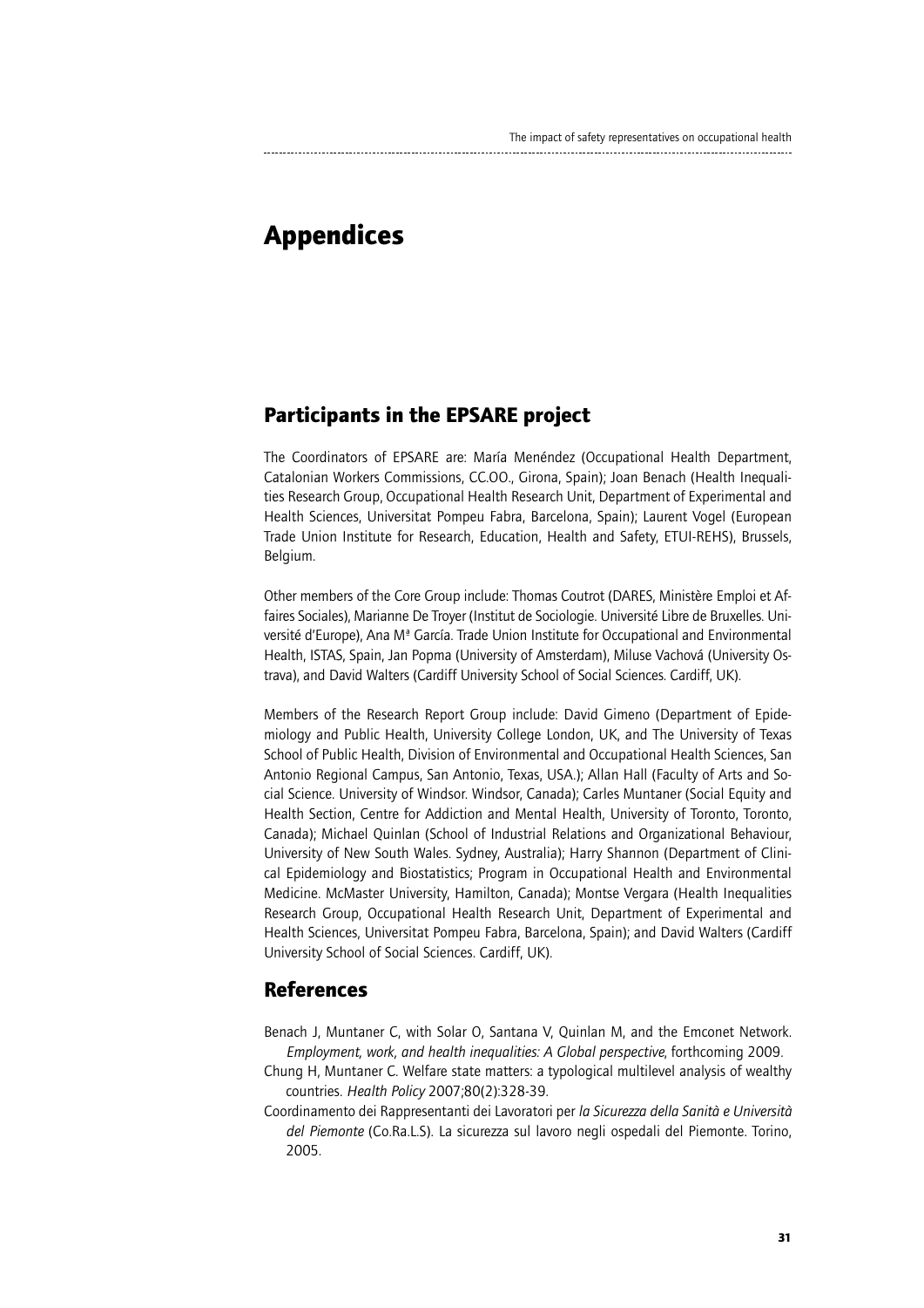# Appendices

## Participants in the EPSARE project

The Coordinators of EPSARE are: María Menéndez (Occupational Health Department, Catalonian Workers Commissions, CC.OO., Girona, Spain); Joan Benach (Health Inequalities Research Group, Occupational Health Research Unit, Department of Experimental and Health Sciences, Universitat Pompeu Fabra, Barcelona, Spain); Laurent Vogel (European Trade Union Institute for Research, Education, Health and Safety, ETUI-REHS), Brussels, Belgium.

Other members of the Core Group include: Thomas Coutrot (DARES, Ministère Emploi et Affaires Sociales), Marianne De Troyer (Institut de Sociologie. Université Libre de Bruxelles. Université d'Europe), Ana Mª García. Trade Union Institute for Occupational and Environmental Health, ISTAS, Spain, Jan Popma (University of Amsterdam), Miluse Vachová (University Ostrava), and David Walters (Cardiff University School of Social Sciences. Cardiff, UK).

Members of the Research Report Group include: David Gimeno (Department of Epidemiology and Public Health, University College London, UK, and The University of Texas School of Public Health, Division of Environmental and Occupational Health Sciences, San Antonio Regional Campus, San Antonio, Texas, USA.); Allan Hall (Faculty of Arts and Social Science. University of Windsor. Windsor, Canada); Carles Muntaner (Social Equity and Health Section, Centre for Addiction and Mental Health, University of Toronto, Toronto, Canada); Michael Quinlan (School of Industrial Relations and Organizational Behaviour, University of New South Wales. Sydney, Australia); Harry Shannon (Department of Clinical Epidemiology and Biostatistics; Program in Occupational Health and Environmental Medicine. McMaster University, Hamilton, Canada); Montse Vergara (Health Inequalities Research Group, Occupational Health Research Unit, Department of Experimental and Health Sciences, Universitat Pompeu Fabra, Barcelona, Spain); and David Walters (Cardiff University School of Social Sciences. Cardiff, UK).

## References

Benach J, Muntaner C, with Solar O, Santana V, Quinlan M, and the Emconet Network. *Employment, work, and health inequalities: A Global perspective*, forthcoming 2009.

Chung H, Muntaner C. Welfare state matters: a typological multilevel analysis of wealthy countries. *Health Policy* 2007;80(2):328-39.

Coordinamento dei Rappresentanti dei Lavoratori per *la Sicurezza della Sanità e Università del Piemonte* (Co.Ra.L.S). La sicurezza sul lavoro negli ospedali del Piemonte. Torino, 2005.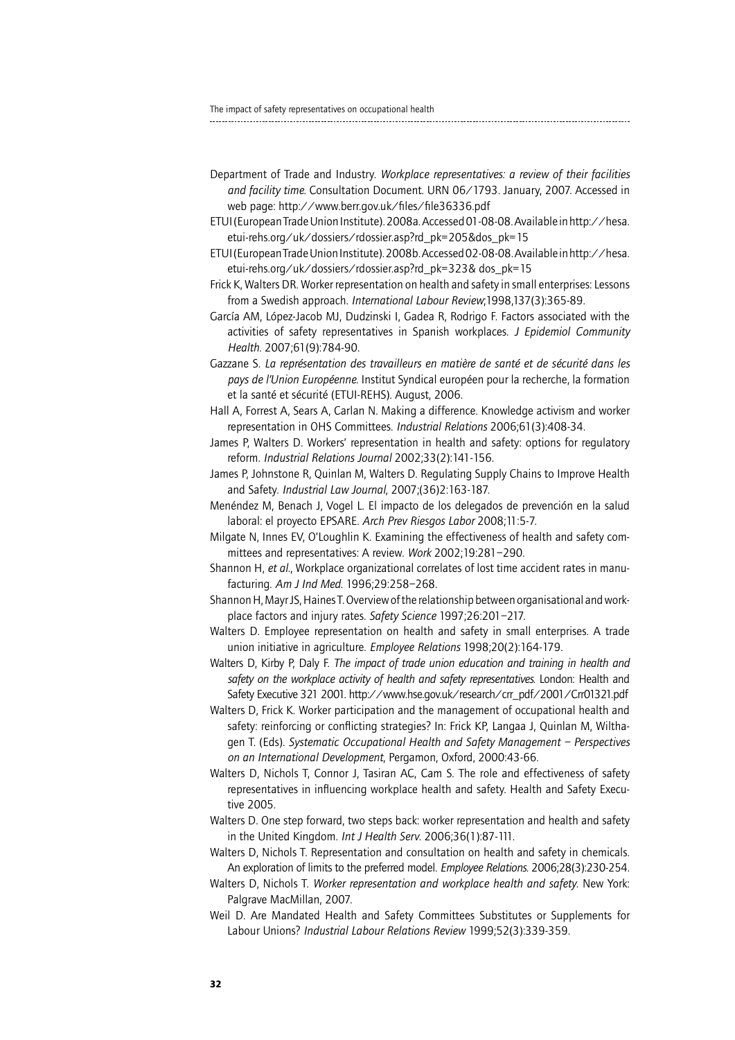Department of Trade and Industry. *Workplace representatives: a review of their facilities and facility time.* Consultation Document. URN 06/1793. January, 2007. Accessed in web page: http://www.berr.gov.uk/files/file36336.pdf

ETUI (European Trade Union Institute). 2008a. Accessed 01-08-08. Available in http://hesa.etui-rehs.org/uk/dossiers/rdossier.asp?rd_pk=205&dos_pk=15

ETUI (European Trade Union Institute). 2008b. Accessed 02-08-08. Available in http://hesa.etui-rehs.org/uk/dossiers/rdossier.asp?rd_pk=323& dos_pk=15

Frick K, Walters DR. Worker representation on health and safety in small enterprises: Lessons from a Swedish approach. *International Labour Review*;1998,137(3):365-89.

García AM, López-Jacob MJ, Dudzinski I, Gadea R, Rodrigo F. Factors associated with the activities of safety representatives in Spanish workplaces. *J Epidemiol Community Health*. 2007;61(9):784-90.

Gazzane S. *La représentation des travailleurs en matière de santé et de sécurité dans les pays de l'Union Européenne.* Institut Syndical européen pour la recherche, la formation et la santé et sécurité (ETUI-REHS). August, 2006.

Hall A, Forrest A, Sears A, Carlan N. Making a difference. Knowledge activism and worker representation in OHS Committees. *Industrial Relations* 2006;61(3):408-34.

James P, Walters D. Workers' representation in health and safety: options for regulatory reform. *Industrial Relations Journal* 2002;33(2):141-156.

James P, Johnstone R, Quinlan M, Walters D. Regulating Supply Chains to Improve Health and Safety. *Industrial Law Journal*, 2007;(36)2:163-187.

Menéndez M, Benach J, Vogel L. El impacto de los delegados de prevención en la salud laboral: el proyecto EPSARE. *Arch Prev Riesgos Labor* 2008;11:5-7.

Milgate N, Innes EV, O'Loughlin K. Examining the effectiveness of health and safety committees and representatives: A review. *Work* 2002;19:281–290.

Shannon H, *et al.*, Workplace organizational correlates of lost time accident rates in manufacturing. *Am J Ind Med.* 1996;29:258–268.

Shannon H, Mayr JS, Haines T. Overview of the relationship between organisational and workplace factors and injury rates. *Safety Science* 1997;26:201–217.

Walters D. Employee representation on health and safety in small enterprises. A trade union initiative in agriculture. *Employee Relations* 1998;20(2):164-179.

Walters D, Kirby P, Daly F. *The impact of trade union education and training in health and safety on the workplace activity of health and safety representatives.* London: Health and Safety Executive 321 2001. http://www.hse.gov.uk/research/crr_pdf/2001/Crr01321.pdf

Walters D, Frick K. Worker participation and the management of occupational health and safety: reinforcing or conflicting strategies? In: Frick KP, Langaa J, Quinlan M, Wilthagen T. (Eds). *Systematic Occupational Health and Safety Management – Perspectives on an International Development*, Pergamon, Oxford, 2000:43-66.

Walters D, Nichols T, Connor J, Tasiran AC, Cam S. The role and effectiveness of safety representatives in influencing workplace health and safety. Health and Safety Executive 2005.

Walters D. One step forward, two steps back: worker representation and health and safety in the United Kingdom. *Int J Health Serv.* 2006;36(1):87-111.

Walters D, Nichols T. Representation and consultation on health and safety in chemicals. An exploration of limits to the preferred model. *Employee Relations.* 2006;28(3):230-254.

Walters D, Nichols T. *Worker representation and workplace health and safety.* New York: Palgrave MacMillan, 2007.

Weil D. Are Mandated Health and Safety Committees Substitutes or Supplements for Labour Unions? *Industrial Labour Relations Review* 1999;52(3):339-359.